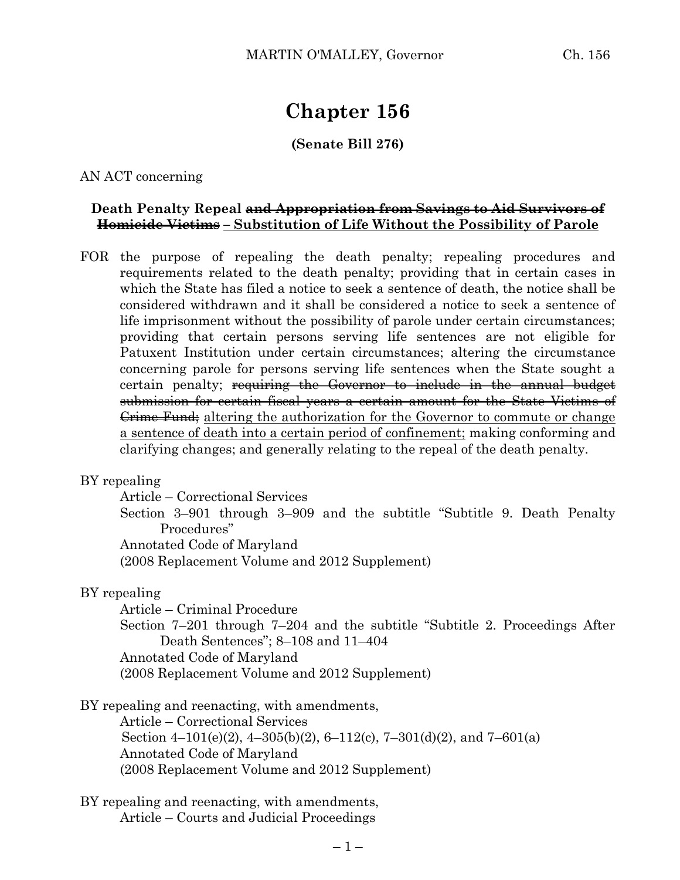# Chapter 156

**(Senate Bill 276)**

AN ACT concerning

**Death Penalty Repeal ~~and Appropriation from Savings to Aid Survivors of Homicide Victims~~ <u>– Substitution of Life Without the Possibility of Parole</u>**

FOR the purpose of repealing the death penalty; repealing procedures and requirements related to the death penalty; providing that in certain cases in which the State has filed a notice to seek a sentence of death, the notice shall be considered withdrawn and it shall be considered a notice to seek a sentence of life imprisonment without the possibility of parole under certain circumstances; providing that certain persons serving life sentences are not eligible for Patuxent Institution under certain circumstances; altering the circumstance concerning parole for persons serving life sentences when the State sought a certain penalty; ~~requiring the Governor to include in the annual budget submission for certain fiscal years a certain amount for the State Victims of Crime Fund;~~ <u>altering the authorization for the Governor to commute or change a sentence of death into a certain period of confinement;</u> making conforming and clarifying changes; and generally relating to the repeal of the death penalty.

BY repealing

Article – Correctional Services

Section 3–901 through 3–909 and the subtitle "Subtitle 9. Death Penalty Procedures"

Annotated Code of Maryland

(2008 Replacement Volume and 2012 Supplement)

BY repealing

Article – Criminal Procedure

Section 7–201 through 7–204 and the subtitle "Subtitle 2. Proceedings After Death Sentences"; 8–108 and 11–404

Annotated Code of Maryland

(2008 Replacement Volume and 2012 Supplement)

BY repealing and reenacting, with amendments,

Article – Correctional Services

Section 4–101(e)(2), 4–305(b)(2), 6–112(c), 7–301(d)(2), and 7–601(a)

Annotated Code of Maryland

(2008 Replacement Volume and 2012 Supplement)

BY repealing and reenacting, with amendments,

Article – Courts and Judicial Proceedings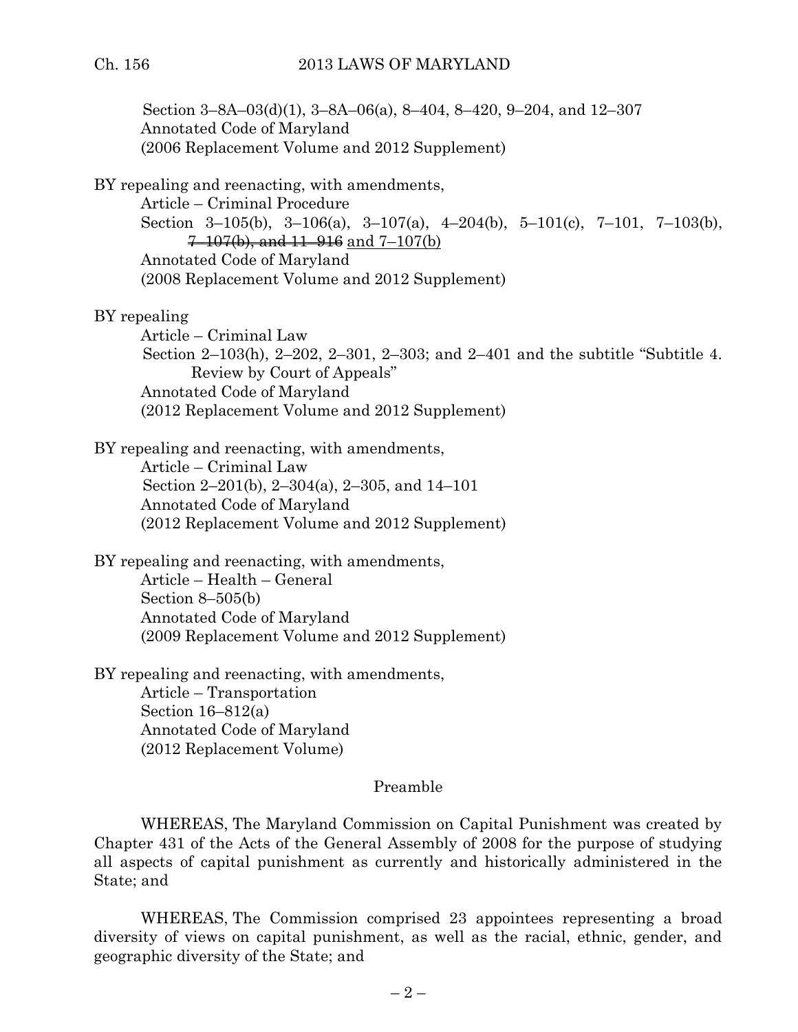Section 3–8A–03(d)(1), 3–8A–06(a), 8–404, 8–420, 9–204, and 12–307
Annotated Code of Maryland
(2006 Replacement Volume and 2012 Supplement)

BY repealing and reenacting, with amendments,
Article – Criminal Procedure
Section 3–105(b), 3–106(a), 3–107(a), 4–204(b), 5–101(c), 7–101, 7–103(b), ~~7–107(b), and 11–916~~ and 7–107(b)
Annotated Code of Maryland
(2008 Replacement Volume and 2012 Supplement)

BY repealing
Article – Criminal Law
Section 2–103(h), 2–202, 2–301, 2–303; and 2–401 and the subtitle "Subtitle 4. Review by Court of Appeals"
Annotated Code of Maryland
(2012 Replacement Volume and 2012 Supplement)

BY repealing and reenacting, with amendments,
Article – Criminal Law
Section 2–201(b), 2–304(a), 2–305, and 14–101
Annotated Code of Maryland
(2012 Replacement Volume and 2012 Supplement)

BY repealing and reenacting, with amendments,
Article – Health – General
Section 8–505(b)
Annotated Code of Maryland
(2009 Replacement Volume and 2012 Supplement)

BY repealing and reenacting, with amendments,
Article – Transportation
Section 16–812(a)
Annotated Code of Maryland
(2012 Replacement Volume)

Preamble

WHEREAS, The Maryland Commission on Capital Punishment was created by Chapter 431 of the Acts of the General Assembly of 2008 for the purpose of studying all aspects of capital punishment as currently and historically administered in the State; and

WHEREAS, The Commission comprised 23 appointees representing a broad diversity of views on capital punishment, as well as the racial, ethnic, gender, and geographic diversity of the State; and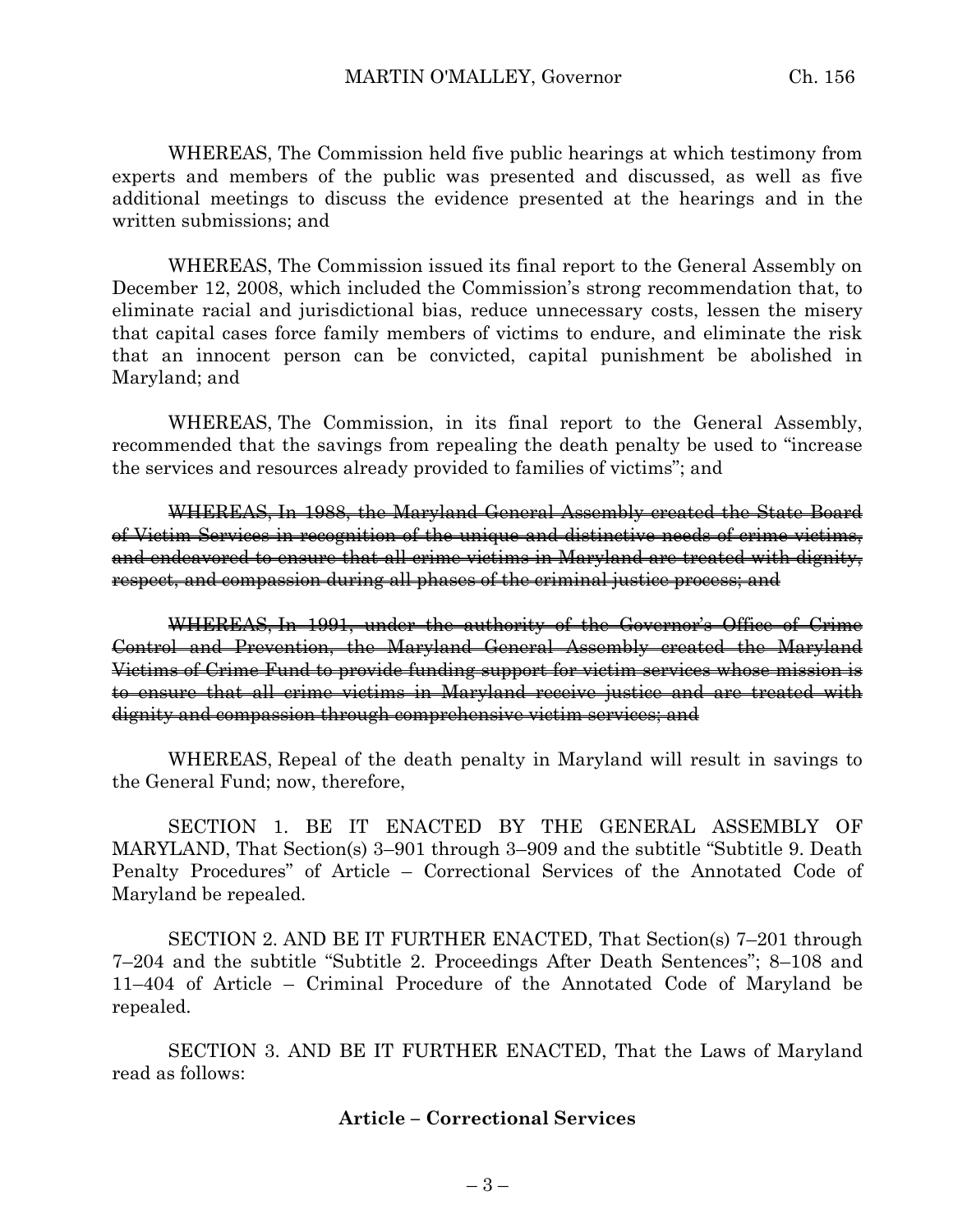WHEREAS, The Commission held five public hearings at which testimony from experts and members of the public was presented and discussed, as well as five additional meetings to discuss the evidence presented at the hearings and in the written submissions; and

WHEREAS, The Commission issued its final report to the General Assembly on December 12, 2008, which included the Commission's strong recommendation that, to eliminate racial and jurisdictional bias, reduce unnecessary costs, lessen the misery that capital cases force family members of victims to endure, and eliminate the risk that an innocent person can be convicted, capital punishment be abolished in Maryland; and

WHEREAS, The Commission, in its final report to the General Assembly, recommended that the savings from repealing the death penalty be used to "increase the services and resources already provided to families of victims"; and

~~WHEREAS, In 1988, the Maryland General Assembly created the State Board of Victim Services in recognition of the unique and distinctive needs of crime victims, and endeavored to ensure that all crime victims in Maryland are treated with dignity, respect, and compassion during all phases of the criminal justice process; and~~

~~WHEREAS, In 1991, under the authority of the Governor's Office of Crime Control and Prevention, the Maryland General Assembly created the Maryland Victims of Crime Fund to provide funding support for victim services whose mission is to ensure that all crime victims in Maryland receive justice and are treated with dignity and compassion through comprehensive victim services; and~~

WHEREAS, Repeal of the death penalty in Maryland will result in savings to the General Fund; now, therefore,

SECTION 1. BE IT ENACTED BY THE GENERAL ASSEMBLY OF MARYLAND, That Section(s) 3–901 through 3–909 and the subtitle "Subtitle 9. Death Penalty Procedures" of Article – Correctional Services of the Annotated Code of Maryland be repealed.

SECTION 2. AND BE IT FURTHER ENACTED, That Section(s) 7–201 through 7–204 and the subtitle "Subtitle 2. Proceedings After Death Sentences"; 8–108 and 11–404 of Article – Criminal Procedure of the Annotated Code of Maryland be repealed.

SECTION 3. AND BE IT FURTHER ENACTED, That the Laws of Maryland read as follows:

**Article – Correctional Services**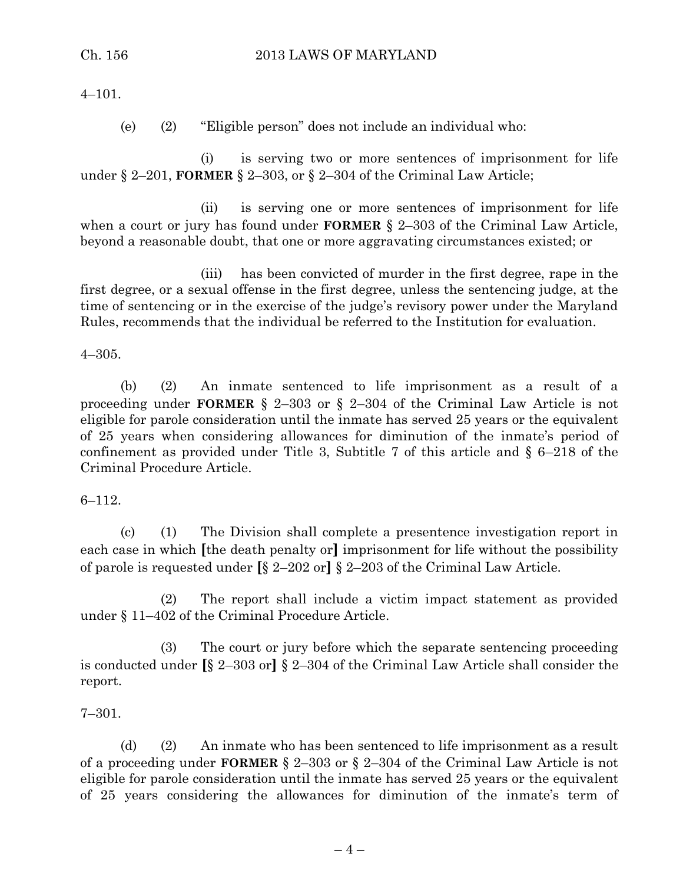4–101.

(e) (2) "Eligible person" does not include an individual who:

(i) is serving two or more sentences of imprisonment for life under § 2–201, **FORMER** § 2–303, or § 2–304 of the Criminal Law Article;

(ii) is serving one or more sentences of imprisonment for life when a court or jury has found under **FORMER** § 2–303 of the Criminal Law Article, beyond a reasonable doubt, that one or more aggravating circumstances existed; or

(iii) has been convicted of murder in the first degree, rape in the first degree, or a sexual offense in the first degree, unless the sentencing judge, at the time of sentencing or in the exercise of the judge's revisory power under the Maryland Rules, recommends that the individual be referred to the Institution for evaluation.

4–305.

(b) (2) An inmate sentenced to life imprisonment as a result of a proceeding under **FORMER** § 2–303 or § 2–304 of the Criminal Law Article is not eligible for parole consideration until the inmate has served 25 years or the equivalent of 25 years when considering allowances for diminution of the inmate's period of confinement as provided under Title 3, Subtitle 7 of this article and § 6–218 of the Criminal Procedure Article.

6–112.

(c) (1) The Division shall complete a presentence investigation report in each case in which **[**the death penalty or**]** imprisonment for life without the possibility of parole is requested under **[**§ 2–202 or**]** § 2–203 of the Criminal Law Article.

(2) The report shall include a victim impact statement as provided under § 11–402 of the Criminal Procedure Article.

(3) The court or jury before which the separate sentencing proceeding is conducted under **[**§ 2–303 or**]** § 2–304 of the Criminal Law Article shall consider the report.

7–301.

(d) (2) An inmate who has been sentenced to life imprisonment as a result of a proceeding under **FORMER** § 2–303 or § 2–304 of the Criminal Law Article is not eligible for parole consideration until the inmate has served 25 years or the equivalent of 25 years considering the allowances for diminution of the inmate's term of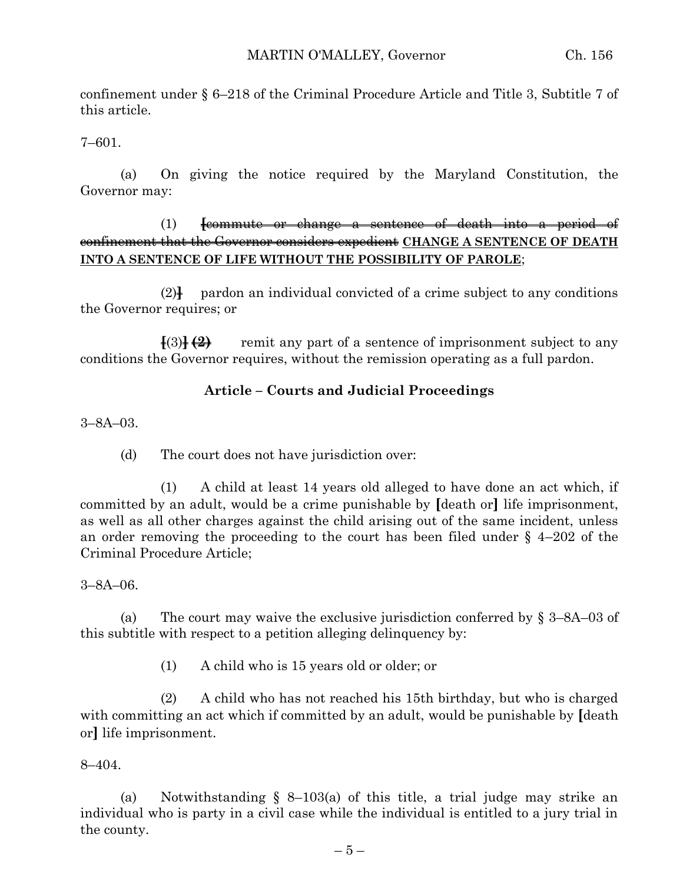confinement under § 6–218 of the Criminal Procedure Article and Title 3, Subtitle 7 of this article.

7–601.

(a) On giving the notice required by the Maryland Constitution, the Governor may:

(1) [~~commute or change a sentence of death into a period of confinement that the Governor considers expedient~~ **CHANGE A SENTENCE OF DEATH INTO A SENTENCE OF LIFE WITHOUT THE POSSIBILITY OF PAROLE**;

(2)] pardon an individual convicted of a crime subject to any conditions the Governor requires; or

[(3)] ~~**(2)**~~ remit any part of a sentence of imprisonment subject to any conditions the Governor requires, without the remission operating as a full pardon.

## Article – Courts and Judicial Proceedings

3–8A–03.

(d) The court does not have jurisdiction over:

(1) A child at least 14 years old alleged to have done an act which, if committed by an adult, would be a crime punishable by [death or] life imprisonment, as well as all other charges against the child arising out of the same incident, unless an order removing the proceeding to the court has been filed under § 4–202 of the Criminal Procedure Article;

3–8A–06.

(a) The court may waive the exclusive jurisdiction conferred by § 3–8A–03 of this subtitle with respect to a petition alleging delinquency by:

(1) A child who is 15 years old or older; or

(2) A child who has not reached his 15th birthday, but who is charged with committing an act which if committed by an adult, would be punishable by [death or] life imprisonment.

8–404.

(a) Notwithstanding § 8–103(a) of this title, a trial judge may strike an individual who is party in a civil case while the individual is entitled to a jury trial in the county.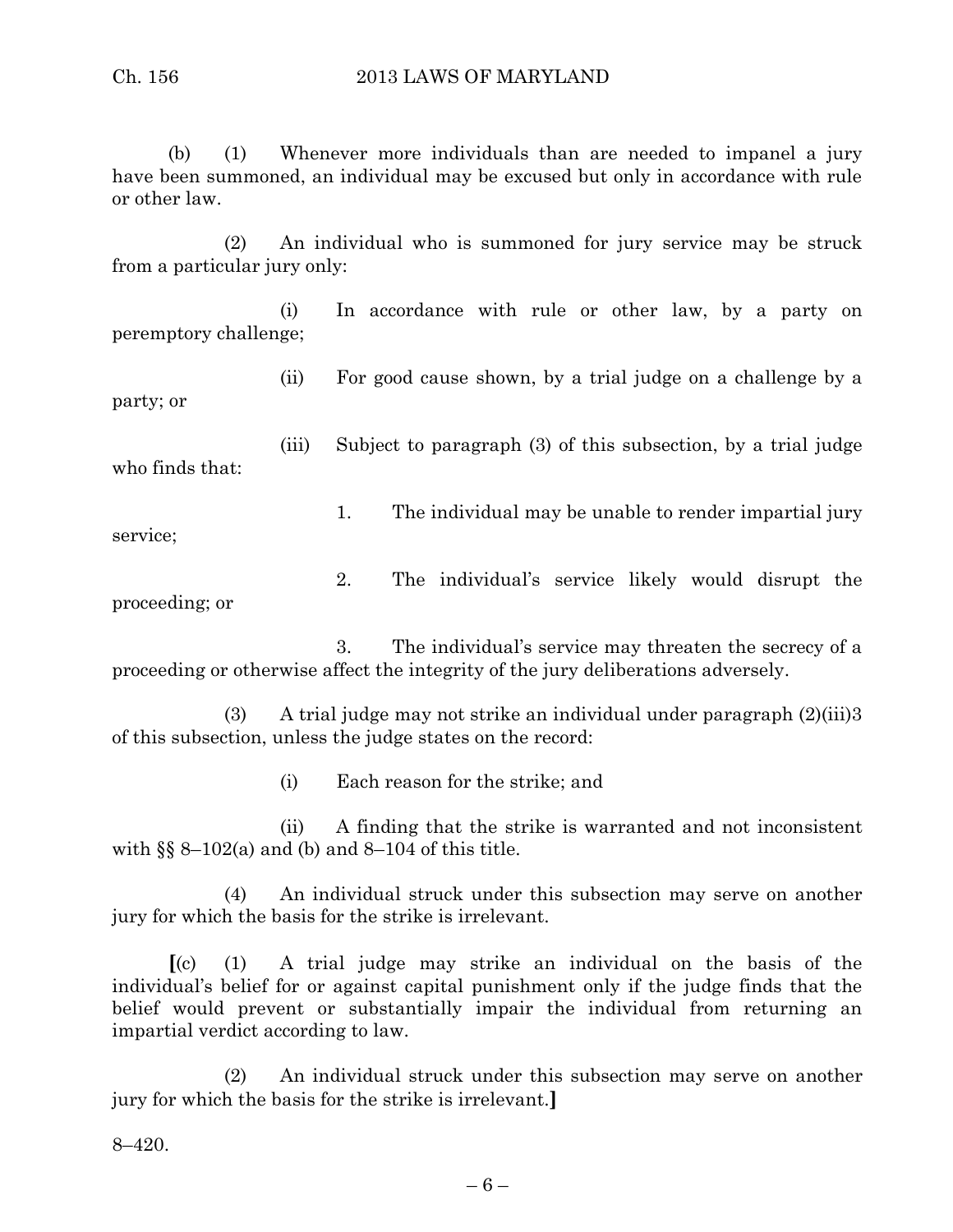(b) (1) Whenever more individuals than are needed to impanel a jury have been summoned, an individual may be excused but only in accordance with rule or other law.

(2) An individual who is summoned for jury service may be struck from a particular jury only:

(i) In accordance with rule or other law, by a party on peremptory challenge;

(ii) For good cause shown, by a trial judge on a challenge by a party; or

(iii) Subject to paragraph (3) of this subsection, by a trial judge who finds that:

1. The individual may be unable to render impartial jury service;

2. The individual's service likely would disrupt the proceeding; or

3. The individual's service may threaten the secrecy of a proceeding or otherwise affect the integrity of the jury deliberations adversely.

(3) A trial judge may not strike an individual under paragraph (2)(iii)3 of this subsection, unless the judge states on the record:

(i) Each reason for the strike; and

(ii) A finding that the strike is warranted and not inconsistent with §§ 8–102(a) and (b) and 8–104 of this title.

(4) An individual struck under this subsection may serve on another jury for which the basis for the strike is irrelevant.

**[**(c) (1) A trial judge may strike an individual on the basis of the individual's belief for or against capital punishment only if the judge finds that the belief would prevent or substantially impair the individual from returning an impartial verdict according to law.

(2) An individual struck under this subsection may serve on another jury for which the basis for the strike is irrelevant.**]**

8–420.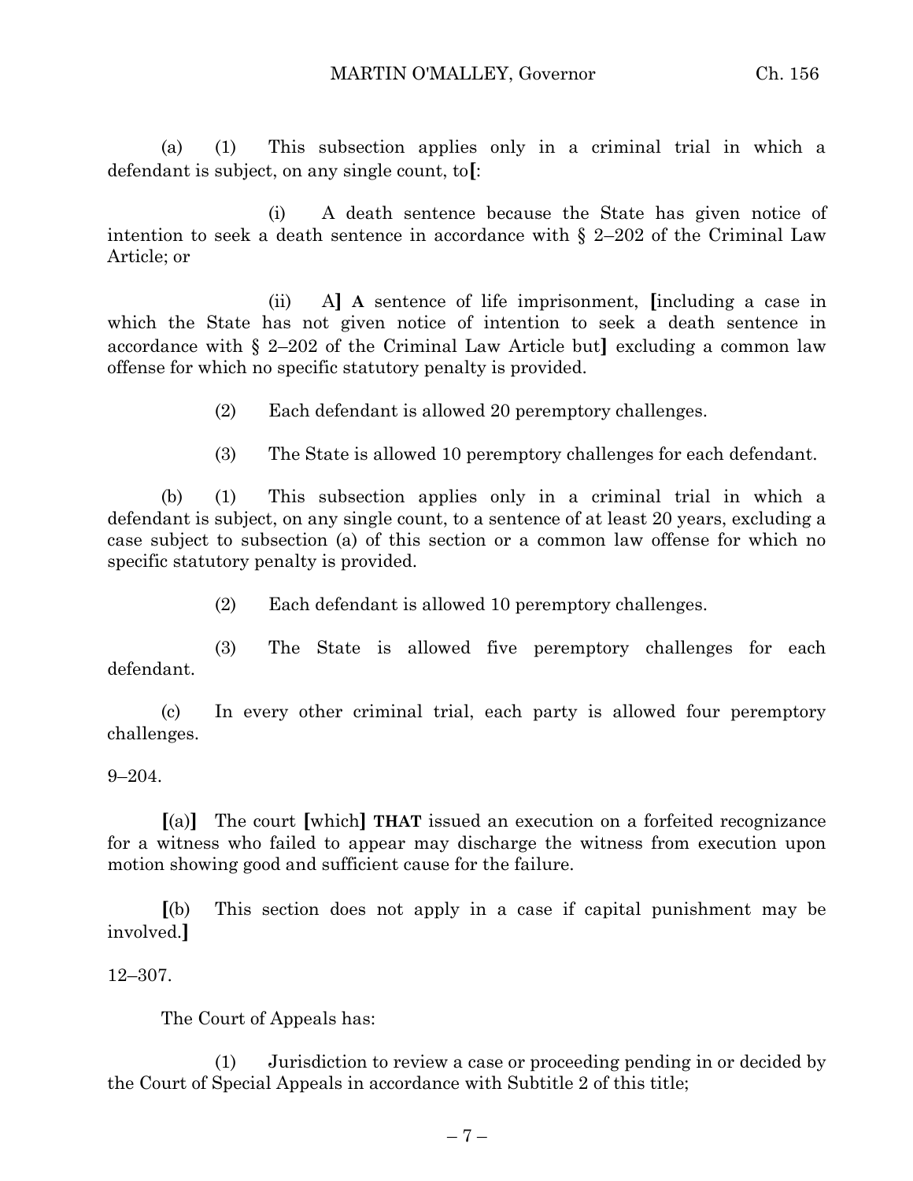(a) (1) This subsection applies only in a criminal trial in which a defendant is subject, on any single count, to[:

(i) A death sentence because the State has given notice of intention to seek a death sentence in accordance with § 2–202 of the Criminal Law Article; or

(ii) A] **A** sentence of life imprisonment, [including a case in which the State has not given notice of intention to seek a death sentence in accordance with § 2–202 of the Criminal Law Article but] excluding a common law offense for which no specific statutory penalty is provided.

(2) Each defendant is allowed 20 peremptory challenges.

(3) The State is allowed 10 peremptory challenges for each defendant.

(b) (1) This subsection applies only in a criminal trial in which a defendant is subject, on any single count, to a sentence of at least 20 years, excluding a case subject to subsection (a) of this section or a common law offense for which no specific statutory penalty is provided.

(2) Each defendant is allowed 10 peremptory challenges.

(3) The State is allowed five peremptory challenges for each defendant.

(c) In every other criminal trial, each party is allowed four peremptory challenges.

9–204.

[(a)] The court [which] **THAT** issued an execution on a forfeited recognizance for a witness who failed to appear may discharge the witness from execution upon motion showing good and sufficient cause for the failure.

[(b) This section does not apply in a case if capital punishment may be involved.]

12–307.

The Court of Appeals has:

(1) Jurisdiction to review a case or proceeding pending in or decided by the Court of Special Appeals in accordance with Subtitle 2 of this title;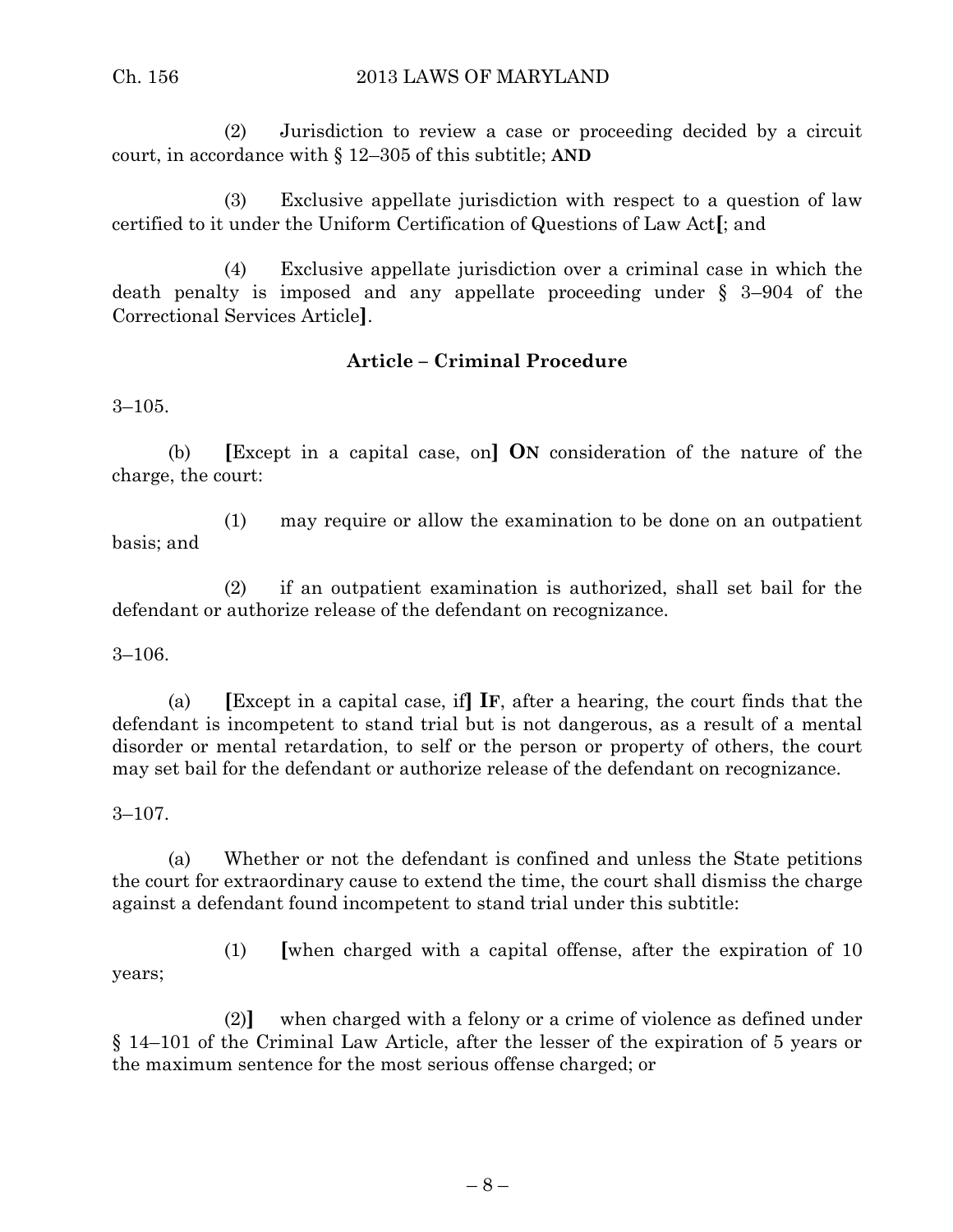(2) Jurisdiction to review a case or proceeding decided by a circuit court, in accordance with § 12–305 of this subtitle; **AND**

(3) Exclusive appellate jurisdiction with respect to a question of law certified to it under the Uniform Certification of Questions of Law Act**[**; and

(4) Exclusive appellate jurisdiction over a criminal case in which the death penalty is imposed and any appellate proceeding under § 3–904 of the Correctional Services Article**]**.

**Article – Criminal Procedure**

3–105.

(b) **[**Except in a capital case, on**]** **ON** consideration of the nature of the charge, the court:

(1) may require or allow the examination to be done on an outpatient basis; and

(2) if an outpatient examination is authorized, shall set bail for the defendant or authorize release of the defendant on recognizance.

3–106.

(a) **[**Except in a capital case, if**]** **IF**, after a hearing, the court finds that the defendant is incompetent to stand trial but is not dangerous, as a result of a mental disorder or mental retardation, to self or the person or property of others, the court may set bail for the defendant or authorize release of the defendant on recognizance.

3–107.

(a) Whether or not the defendant is confined and unless the State petitions the court for extraordinary cause to extend the time, the court shall dismiss the charge against a defendant found incompetent to stand trial under this subtitle:

(1) **[**when charged with a capital offense, after the expiration of 10 years;

(2)**]** when charged with a felony or a crime of violence as defined under § 14–101 of the Criminal Law Article, after the lesser of the expiration of 5 years or the maximum sentence for the most serious offense charged; or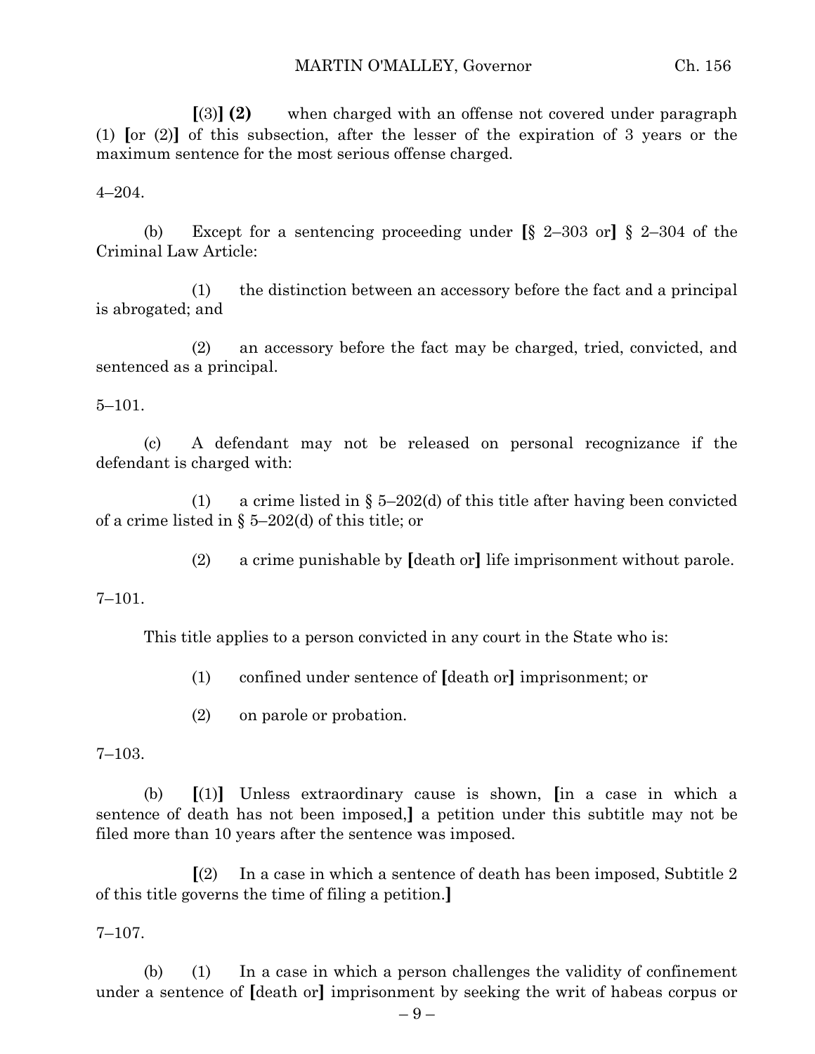[(3)] **(2)** when charged with an offense not covered under paragraph (1) [or (2)] of this subsection, after the lesser of the expiration of 3 years or the maximum sentence for the most serious offense charged.

4–204.

(b) Except for a sentencing proceeding under [§ 2–303 or] § 2–304 of the Criminal Law Article:

(1) the distinction between an accessory before the fact and a principal is abrogated; and

(2) an accessory before the fact may be charged, tried, convicted, and sentenced as a principal.

5–101.

(c) A defendant may not be released on personal recognizance if the defendant is charged with:

(1) a crime listed in § 5–202(d) of this title after having been convicted of a crime listed in § 5–202(d) of this title; or

(2) a crime punishable by [death or] life imprisonment without parole.

7–101.

This title applies to a person convicted in any court in the State who is:

(1) confined under sentence of [death or] imprisonment; or

(2) on parole or probation.

7–103.

(b) [(1)] Unless extraordinary cause is shown, [in a case in which a sentence of death has not been imposed,] a petition under this subtitle may not be filed more than 10 years after the sentence was imposed.

[(2) In a case in which a sentence of death has been imposed, Subtitle 2 of this title governs the time of filing a petition.]

7–107.

(b) (1) In a case in which a person challenges the validity of confinement under a sentence of [death or] imprisonment by seeking the writ of habeas corpus or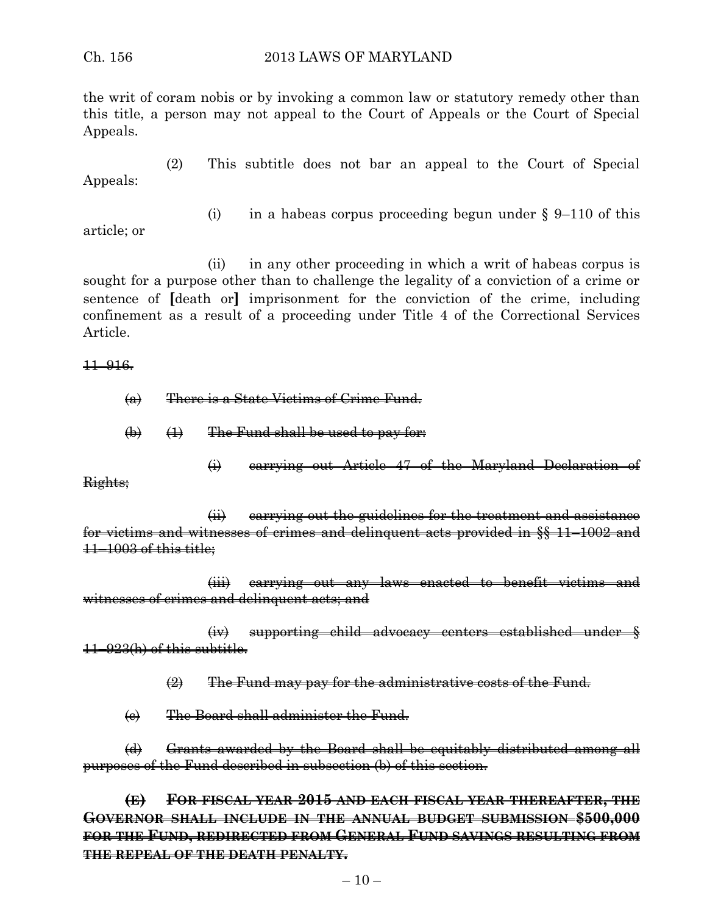the writ of coram nobis or by invoking a common law or statutory remedy other than this title, a person may not appeal to the Court of Appeals or the Court of Special Appeals.

(2) This subtitle does not bar an appeal to the Court of Special Appeals:

(i) in a habeas corpus proceeding begun under § 9–110 of this article; or

(ii) in any other proceeding in which a writ of habeas corpus is sought for a purpose other than to challenge the legality of a conviction of a crime or sentence of **[**death or**]** imprisonment for the conviction of the crime, including confinement as a result of a proceeding under Title 4 of the Correctional Services Article.

~~11–916.~~

~~(a) There is a State Victims of Crime Fund.~~

~~(b) (1) The Fund shall be used to pay for:~~

~~(i) carrying out Article 47 of the Maryland Declaration of Rights;~~

~~(ii) carrying out the guidelines for the treatment and assistance for victims and witnesses of crimes and delinquent acts provided in §§ 11–1002 and 11–1003 of this title;~~

~~(iii) carrying out any laws enacted to benefit victims and witnesses of crimes and delinquent acts; and~~

~~(iv) supporting child advocacy centers established under § 11–923(h) of this subtitle.~~

~~(2) The Fund may pay for the administrative costs of the Fund.~~

~~(c) The Board shall administer the Fund.~~

~~(d) Grants awarded by the Board shall be equitably distributed among all purposes of the Fund described in subsection (b) of this section.~~

~~**(E) FOR FISCAL YEAR 2015 AND EACH FISCAL YEAR THEREAFTER, THE GOVERNOR SHALL INCLUDE IN THE ANNUAL BUDGET SUBMISSION $500,000 FOR THE FUND, REDIRECTED FROM GENERAL FUND SAVINGS RESULTING FROM THE REPEAL OF THE DEATH PENALTY.**~~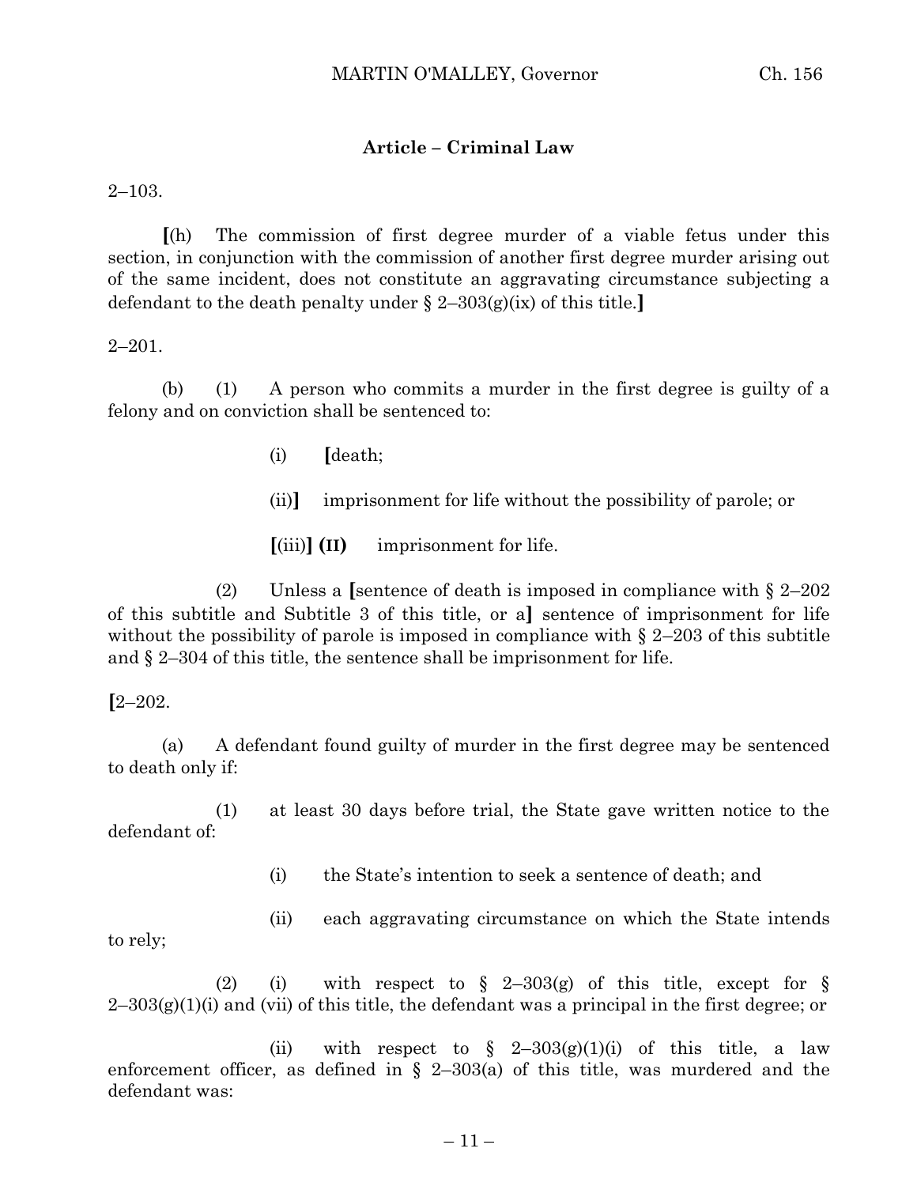**Article – Criminal Law**

2–103.

**[**(h) The commission of first degree murder of a viable fetus under this section, in conjunction with the commission of another first degree murder arising out of the same incident, does not constitute an aggravating circumstance subjecting a defendant to the death penalty under § 2–303(g)(ix) of this title.**]**

2–201.

(b) (1) A person who commits a murder in the first degree is guilty of a felony and on conviction shall be sentenced to:

(i) **[**death;

(ii)**]** imprisonment for life without the possibility of parole; or

**[**(iii)**]** **(II)** imprisonment for life.

(2) Unless a **[**sentence of death is imposed in compliance with § 2–202 of this subtitle and Subtitle 3 of this title, or a**]** sentence of imprisonment for life without the possibility of parole is imposed in compliance with § 2–203 of this subtitle and § 2–304 of this title, the sentence shall be imprisonment for life.

**[**2–202.

(a) A defendant found guilty of murder in the first degree may be sentenced to death only if:

(1) at least 30 days before trial, the State gave written notice to the defendant of:

(i) the State's intention to seek a sentence of death; and

(ii) each aggravating circumstance on which the State intends to rely;

(2) (i) with respect to § 2–303(g) of this title, except for § 2–303(g)(1)(i) and (vii) of this title, the defendant was a principal in the first degree; or

(ii) with respect to § 2–303(g)(1)(i) of this title, a law enforcement officer, as defined in § 2–303(a) of this title, was murdered and the defendant was: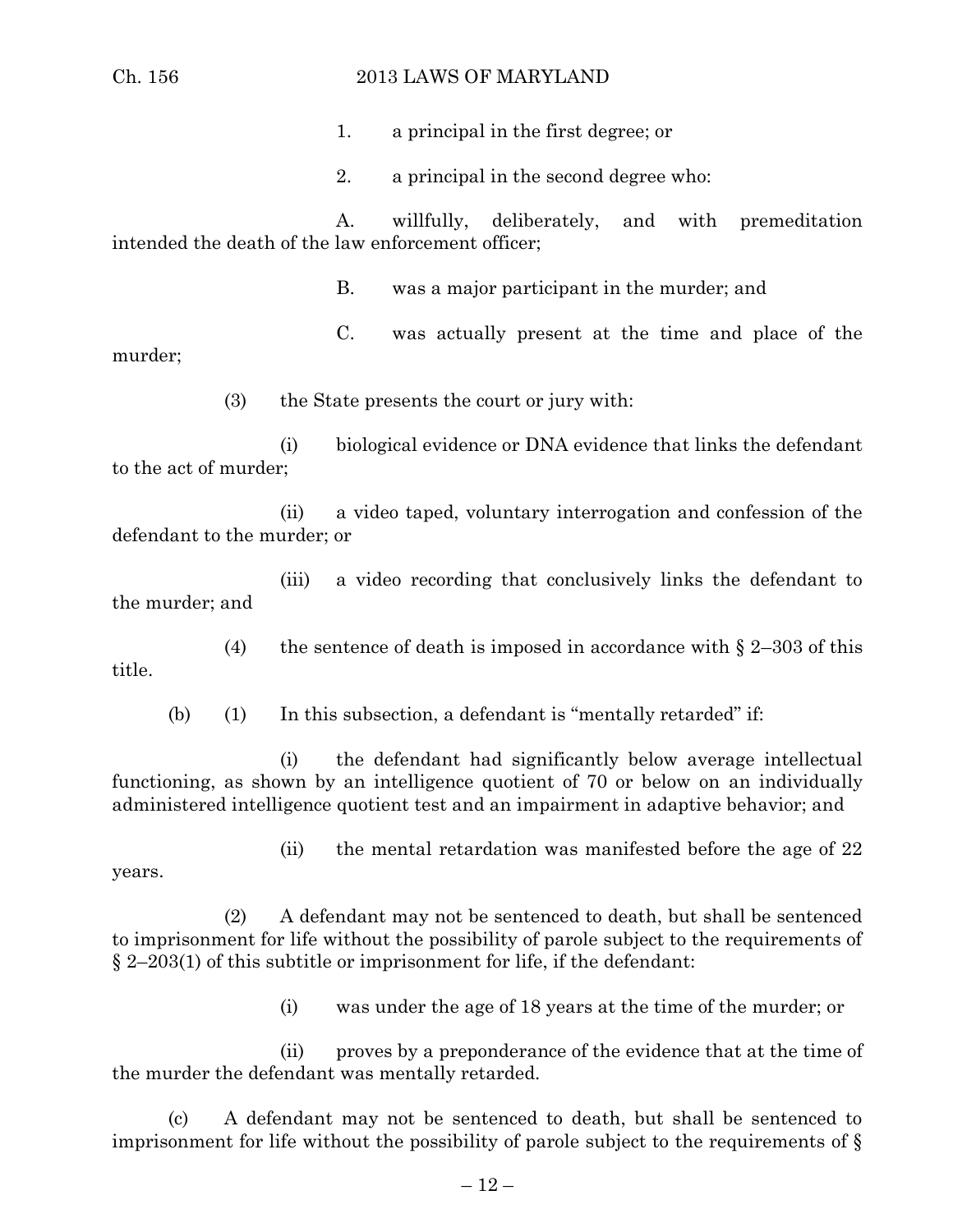1. a principal in the first degree; or

2. a principal in the second degree who:

A. willfully, deliberately, and with premeditation intended the death of the law enforcement officer;

B. was a major participant in the murder; and

C. was actually present at the time and place of the murder;

(3) the State presents the court or jury with:

(i) biological evidence or DNA evidence that links the defendant to the act of murder;

(ii) a video taped, voluntary interrogation and confession of the defendant to the murder; or

(iii) a video recording that conclusively links the defendant to the murder; and

(4) the sentence of death is imposed in accordance with § 2–303 of this title.

(b) (1) In this subsection, a defendant is "mentally retarded" if:

(i) the defendant had significantly below average intellectual functioning, as shown by an intelligence quotient of 70 or below on an individually administered intelligence quotient test and an impairment in adaptive behavior; and

(ii) the mental retardation was manifested before the age of 22 years.

(2) A defendant may not be sentenced to death, but shall be sentenced to imprisonment for life without the possibility of parole subject to the requirements of § 2–203(1) of this subtitle or imprisonment for life, if the defendant:

(i) was under the age of 18 years at the time of the murder; or

(ii) proves by a preponderance of the evidence that at the time of the murder the defendant was mentally retarded.

(c) A defendant may not be sentenced to death, but shall be sentenced to imprisonment for life without the possibility of parole subject to the requirements of §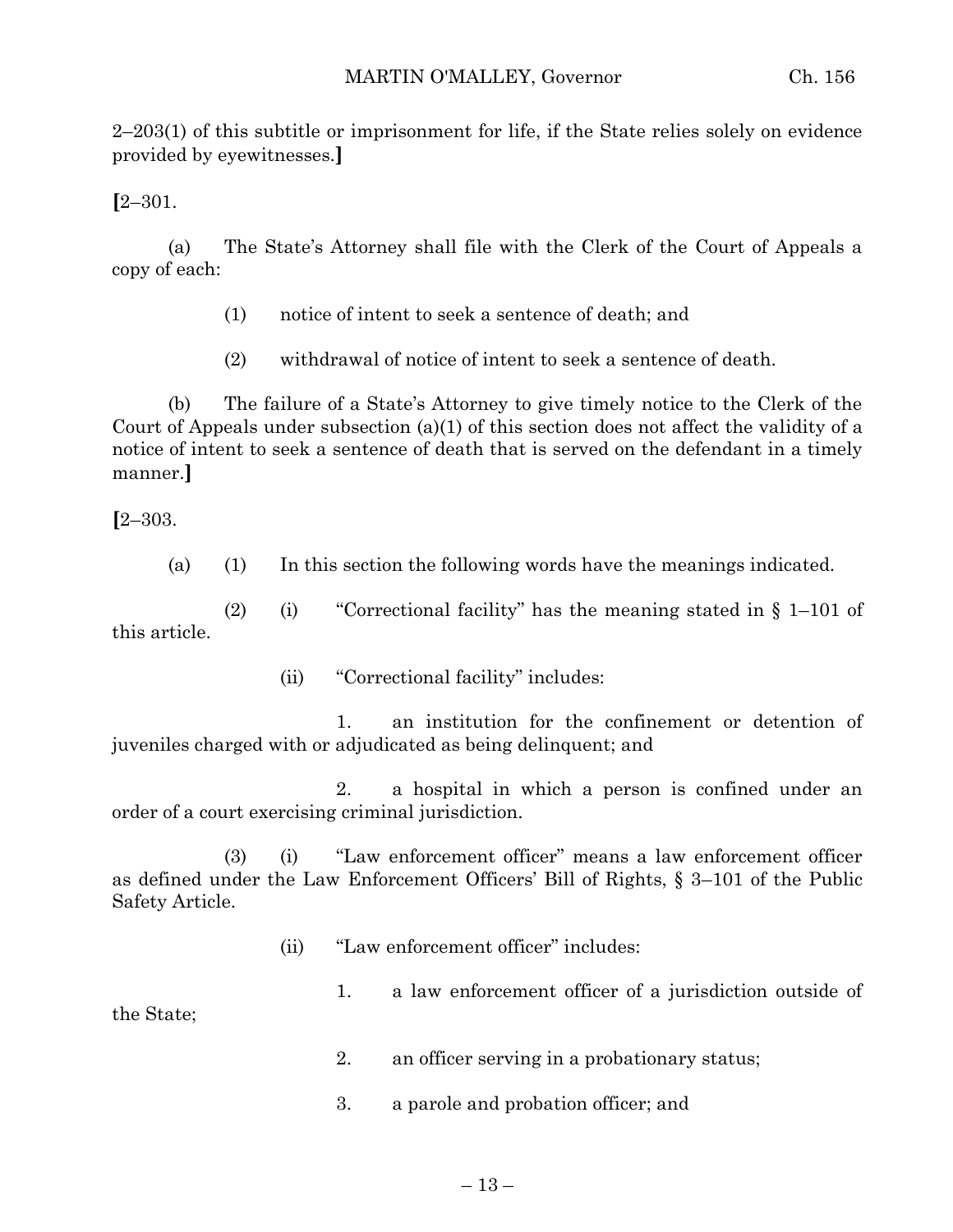2–203(1) of this subtitle or imprisonment for life, if the State relies solely on evidence provided by eyewitnesses.**]**

**[**2–301.

(a) The State's Attorney shall file with the Clerk of the Court of Appeals a copy of each:

(1) notice of intent to seek a sentence of death; and

(2) withdrawal of notice of intent to seek a sentence of death.

(b) The failure of a State's Attorney to give timely notice to the Clerk of the Court of Appeals under subsection (a)(1) of this section does not affect the validity of a notice of intent to seek a sentence of death that is served on the defendant in a timely manner.**]**

**[**2–303.

(a) (1) In this section the following words have the meanings indicated.

(2) (i) "Correctional facility" has the meaning stated in § 1–101 of this article.

(ii) "Correctional facility" includes:

1. an institution for the confinement or detention of juveniles charged with or adjudicated as being delinquent; and

2. a hospital in which a person is confined under an order of a court exercising criminal jurisdiction.

(3) (i) "Law enforcement officer" means a law enforcement officer as defined under the Law Enforcement Officers' Bill of Rights, § 3–101 of the Public Safety Article.

(ii) "Law enforcement officer" includes:

1. a law enforcement officer of a jurisdiction outside of the State;

2. an officer serving in a probationary status;

3. a parole and probation officer; and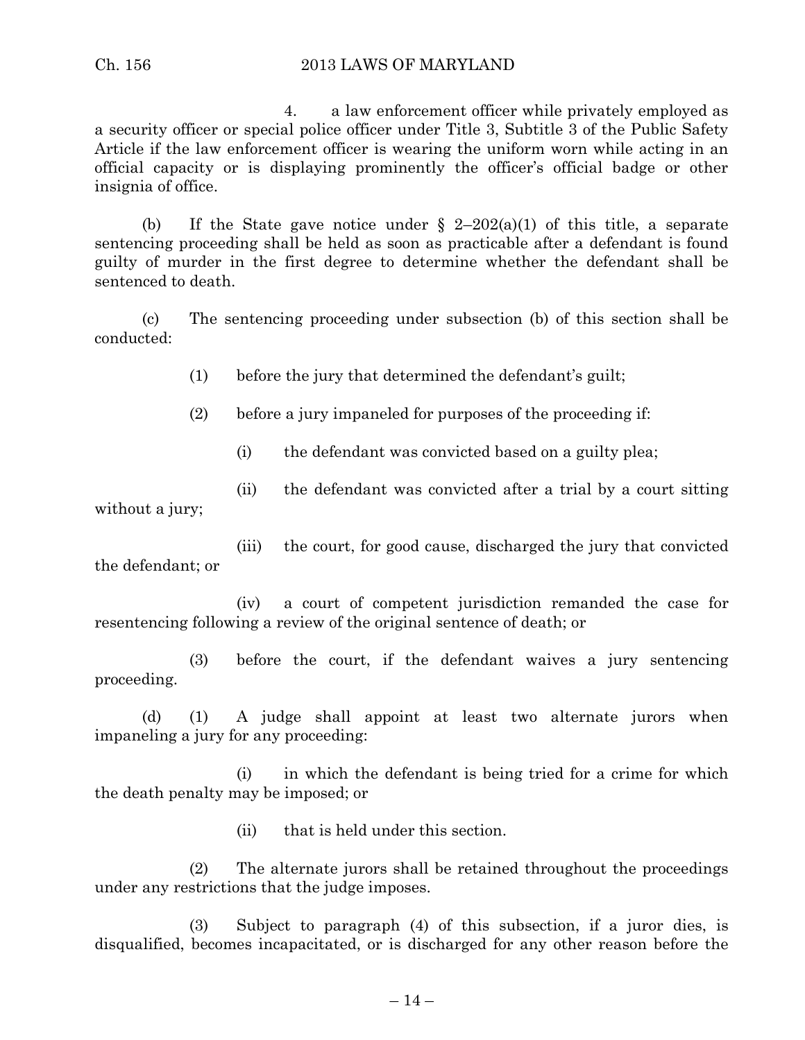4. a law enforcement officer while privately employed as a security officer or special police officer under Title 3, Subtitle 3 of the Public Safety Article if the law enforcement officer is wearing the uniform worn while acting in an official capacity or is displaying prominently the officer's official badge or other insignia of office.

(b) If the State gave notice under § 2–202(a)(1) of this title, a separate sentencing proceeding shall be held as soon as practicable after a defendant is found guilty of murder in the first degree to determine whether the defendant shall be sentenced to death.

(c) The sentencing proceeding under subsection (b) of this section shall be conducted:

(1) before the jury that determined the defendant's guilt;

(2) before a jury impaneled for purposes of the proceeding if:

(i) the defendant was convicted based on a guilty plea;

(ii) the defendant was convicted after a trial by a court sitting without a jury;

(iii) the court, for good cause, discharged the jury that convicted the defendant; or

(iv) a court of competent jurisdiction remanded the case for resentencing following a review of the original sentence of death; or

(3) before the court, if the defendant waives a jury sentencing proceeding.

(d) (1) A judge shall appoint at least two alternate jurors when impaneling a jury for any proceeding:

(i) in which the defendant is being tried for a crime for which the death penalty may be imposed; or

(ii) that is held under this section.

(2) The alternate jurors shall be retained throughout the proceedings under any restrictions that the judge imposes.

(3) Subject to paragraph (4) of this subsection, if a juror dies, is disqualified, becomes incapacitated, or is discharged for any other reason before the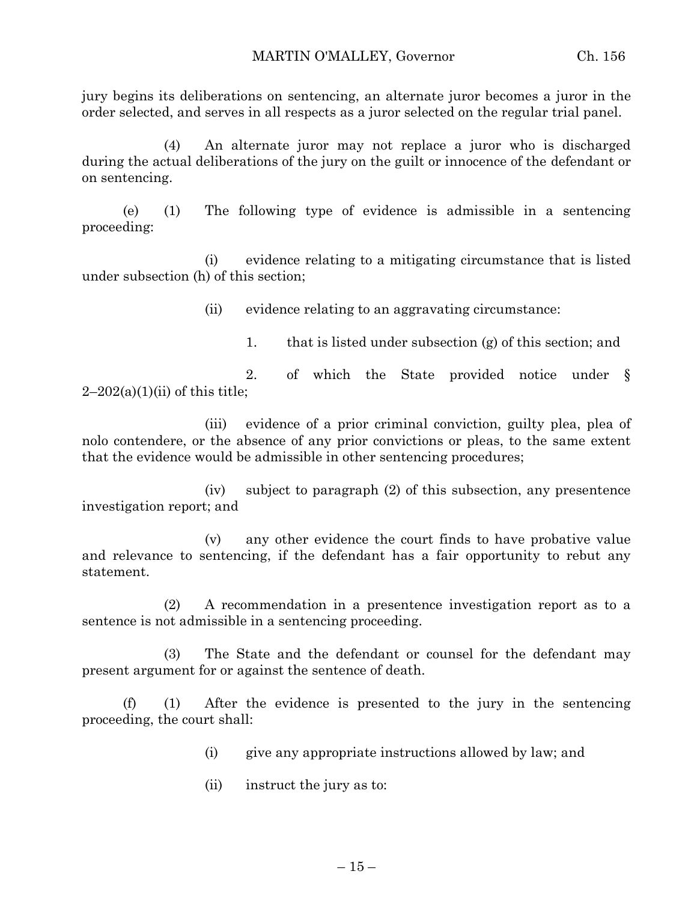jury begins its deliberations on sentencing, an alternate juror becomes a juror in the order selected, and serves in all respects as a juror selected on the regular trial panel.

(4) An alternate juror may not replace a juror who is discharged during the actual deliberations of the jury on the guilt or innocence of the defendant or on sentencing.

(e) (1) The following type of evidence is admissible in a sentencing proceeding:

(i) evidence relating to a mitigating circumstance that is listed under subsection (h) of this section;

(ii) evidence relating to an aggravating circumstance:

1. that is listed under subsection (g) of this section; and

2. of which the State provided notice under § 2–202(a)(1)(ii) of this title;

(iii) evidence of a prior criminal conviction, guilty plea, plea of nolo contendere, or the absence of any prior convictions or pleas, to the same extent that the evidence would be admissible in other sentencing procedures;

(iv) subject to paragraph (2) of this subsection, any presentence investigation report; and

(v) any other evidence the court finds to have probative value and relevance to sentencing, if the defendant has a fair opportunity to rebut any statement.

(2) A recommendation in a presentence investigation report as to a sentence is not admissible in a sentencing proceeding.

(3) The State and the defendant or counsel for the defendant may present argument for or against the sentence of death.

(f) (1) After the evidence is presented to the jury in the sentencing proceeding, the court shall:

(i) give any appropriate instructions allowed by law; and

(ii) instruct the jury as to: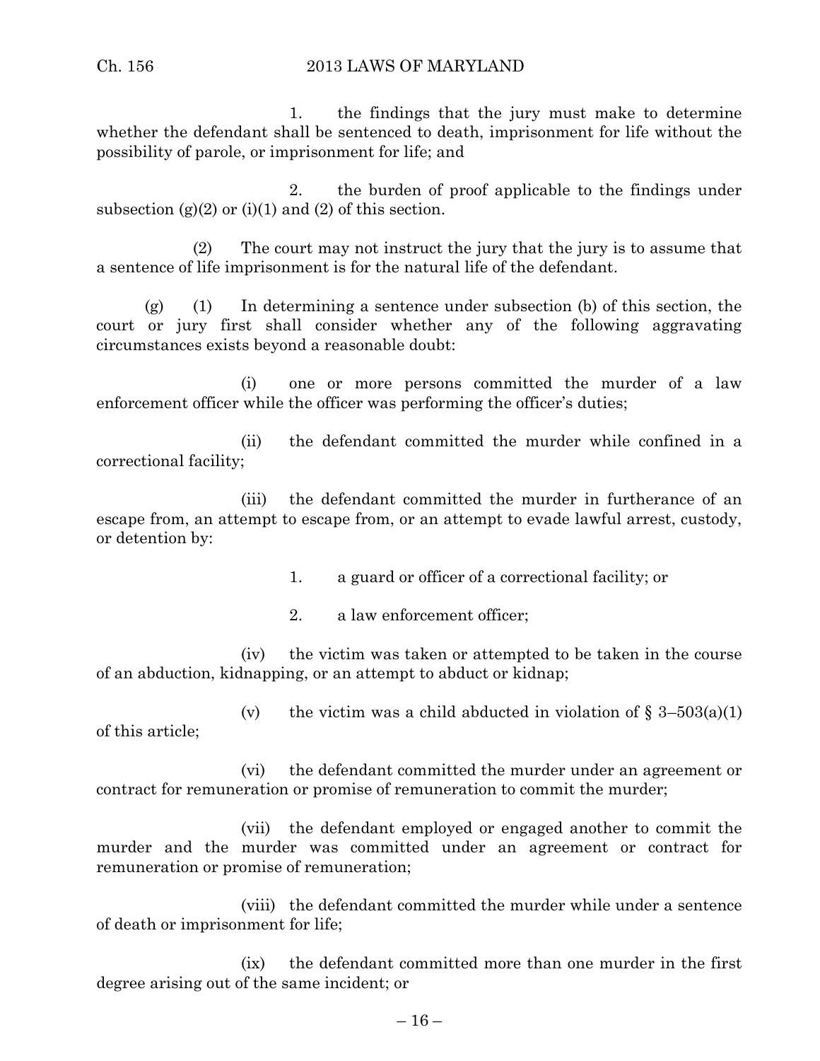1. the findings that the jury must make to determine whether the defendant shall be sentenced to death, imprisonment for life without the possibility of parole, or imprisonment for life; and

2. the burden of proof applicable to the findings under subsection (g)(2) or (i)(1) and (2) of this section.

(2) The court may not instruct the jury that the jury is to assume that a sentence of life imprisonment is for the natural life of the defendant.

(g) (1) In determining a sentence under subsection (b) of this section, the court or jury first shall consider whether any of the following aggravating circumstances exists beyond a reasonable doubt:

(i) one or more persons committed the murder of a law enforcement officer while the officer was performing the officer's duties;

(ii) the defendant committed the murder while confined in a correctional facility;

(iii) the defendant committed the murder in furtherance of an escape from, an attempt to escape from, or an attempt to evade lawful arrest, custody, or detention by:

1. a guard or officer of a correctional facility; or

2. a law enforcement officer;

(iv) the victim was taken or attempted to be taken in the course of an abduction, kidnapping, or an attempt to abduct or kidnap;

(v) the victim was a child abducted in violation of § 3–503(a)(1) of this article;

(vi) the defendant committed the murder under an agreement or contract for remuneration or promise of remuneration to commit the murder;

(vii) the defendant employed or engaged another to commit the murder and the murder was committed under an agreement or contract for remuneration or promise of remuneration;

(viii) the defendant committed the murder while under a sentence of death or imprisonment for life;

(ix) the defendant committed more than one murder in the first degree arising out of the same incident; or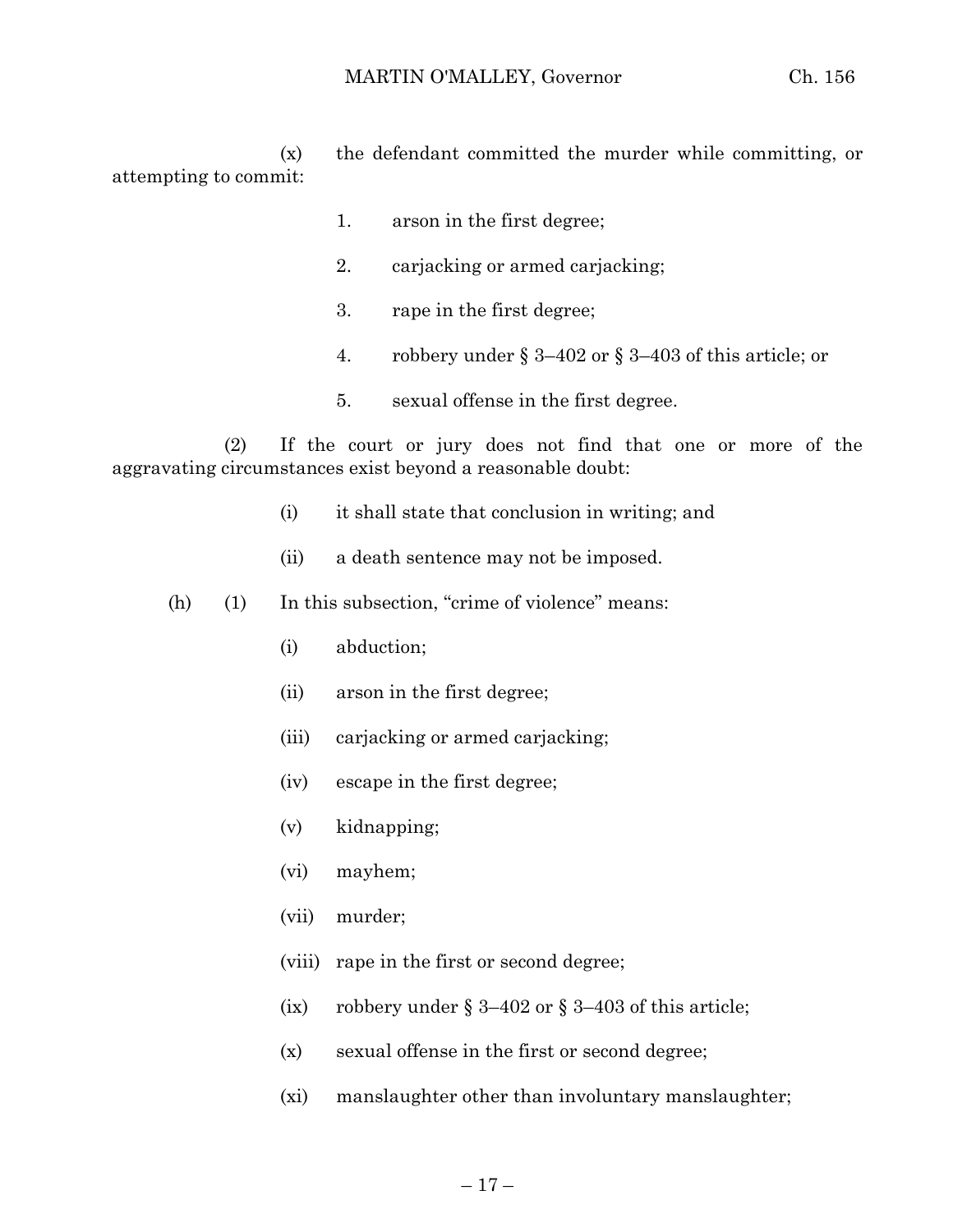(x) the defendant committed the murder while committing, or attempting to commit:

1. arson in the first degree;

2. carjacking or armed carjacking;

3. rape in the first degree;

4. robbery under § 3–402 or § 3–403 of this article; or

5. sexual offense in the first degree.

(2) If the court or jury does not find that one or more of the aggravating circumstances exist beyond a reasonable doubt:

(i) it shall state that conclusion in writing; and

(ii) a death sentence may not be imposed.

(h) (1) In this subsection, "crime of violence" means:

(i) abduction;

(ii) arson in the first degree;

(iii) carjacking or armed carjacking;

(iv) escape in the first degree;

(v) kidnapping;

(vi) mayhem;

(vii) murder;

(viii) rape in the first or second degree;

(ix) robbery under § 3–402 or § 3–403 of this article;

(x) sexual offense in the first or second degree;

(xi) manslaughter other than involuntary manslaughter;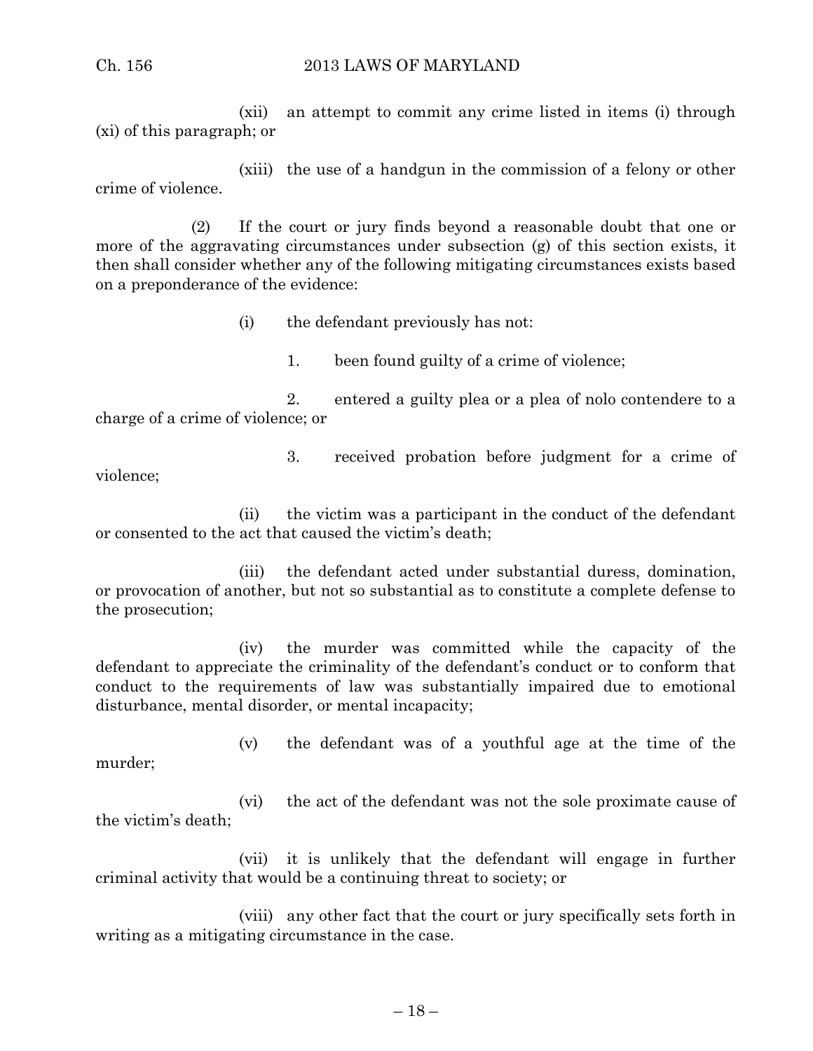(xii) an attempt to commit any crime listed in items (i) through (xi) of this paragraph; or

(xiii) the use of a handgun in the commission of a felony or other crime of violence.

(2) If the court or jury finds beyond a reasonable doubt that one or more of the aggravating circumstances under subsection (g) of this section exists, it then shall consider whether any of the following mitigating circumstances exists based on a preponderance of the evidence:

(i) the defendant previously has not:

1. been found guilty of a crime of violence;

2. entered a guilty plea or a plea of nolo contendere to a charge of a crime of violence; or

3. received probation before judgment for a crime of violence;

(ii) the victim was a participant in the conduct of the defendant or consented to the act that caused the victim's death;

(iii) the defendant acted under substantial duress, domination, or provocation of another, but not so substantial as to constitute a complete defense to the prosecution;

(iv) the murder was committed while the capacity of the defendant to appreciate the criminality of the defendant's conduct or to conform that conduct to the requirements of law was substantially impaired due to emotional disturbance, mental disorder, or mental incapacity;

(v) the defendant was of a youthful age at the time of the murder;

(vi) the act of the defendant was not the sole proximate cause of the victim's death;

(vii) it is unlikely that the defendant will engage in further criminal activity that would be a continuing threat to society; or

(viii) any other fact that the court or jury specifically sets forth in writing as a mitigating circumstance in the case.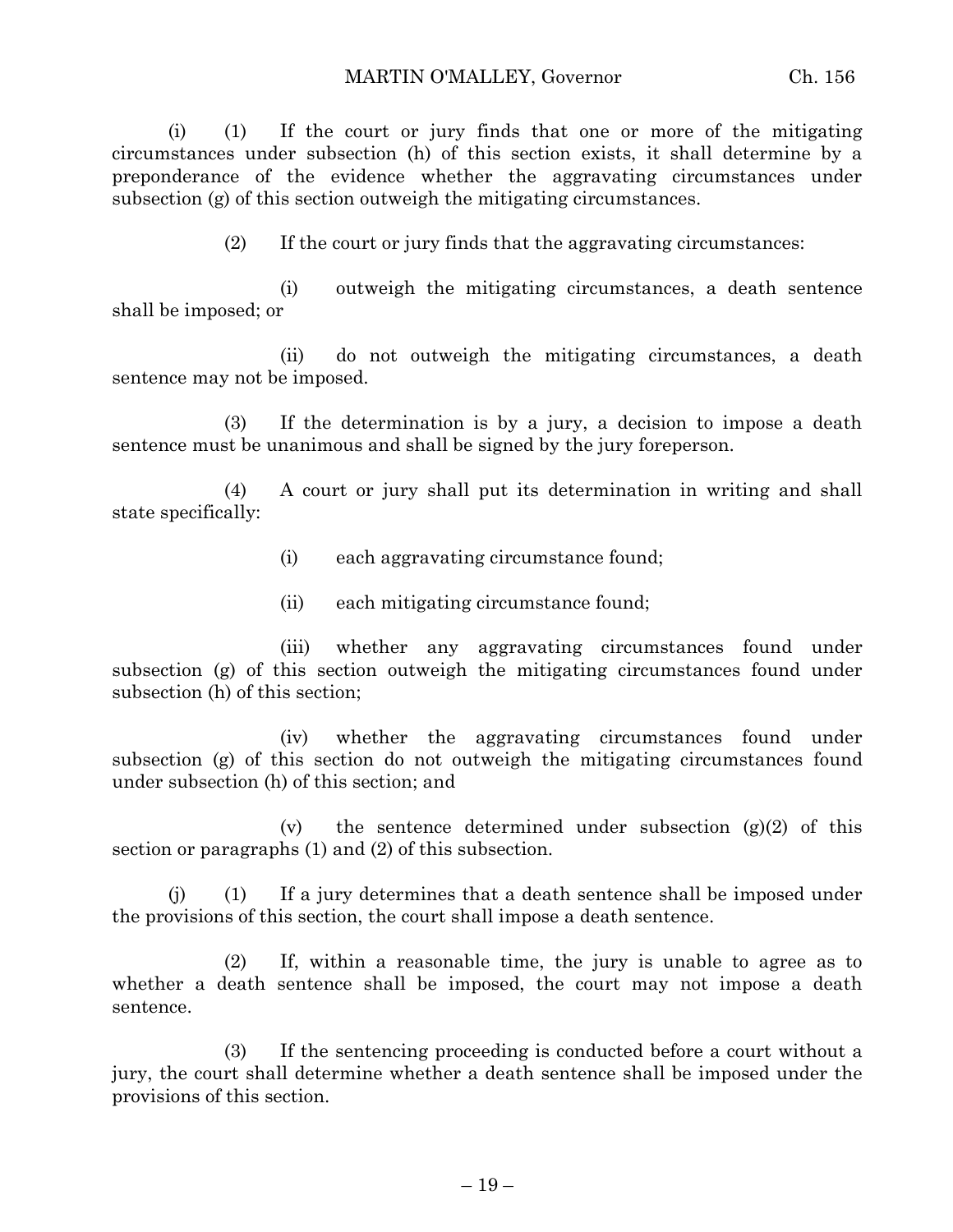(i) (1) If the court or jury finds that one or more of the mitigating circumstances under subsection (h) of this section exists, it shall determine by a preponderance of the evidence whether the aggravating circumstances under subsection (g) of this section outweigh the mitigating circumstances.

(2) If the court or jury finds that the aggravating circumstances:

(i) outweigh the mitigating circumstances, a death sentence shall be imposed; or

(ii) do not outweigh the mitigating circumstances, a death sentence may not be imposed.

(3) If the determination is by a jury, a decision to impose a death sentence must be unanimous and shall be signed by the jury foreperson.

(4) A court or jury shall put its determination in writing and shall state specifically:

(i) each aggravating circumstance found;

(ii) each mitigating circumstance found;

(iii) whether any aggravating circumstances found under subsection (g) of this section outweigh the mitigating circumstances found under subsection (h) of this section;

(iv) whether the aggravating circumstances found under subsection (g) of this section do not outweigh the mitigating circumstances found under subsection (h) of this section; and

(v) the sentence determined under subsection (g)(2) of this section or paragraphs (1) and (2) of this subsection.

(j) (1) If a jury determines that a death sentence shall be imposed under the provisions of this section, the court shall impose a death sentence.

(2) If, within a reasonable time, the jury is unable to agree as to whether a death sentence shall be imposed, the court may not impose a death sentence.

(3) If the sentencing proceeding is conducted before a court without a jury, the court shall determine whether a death sentence shall be imposed under the provisions of this section.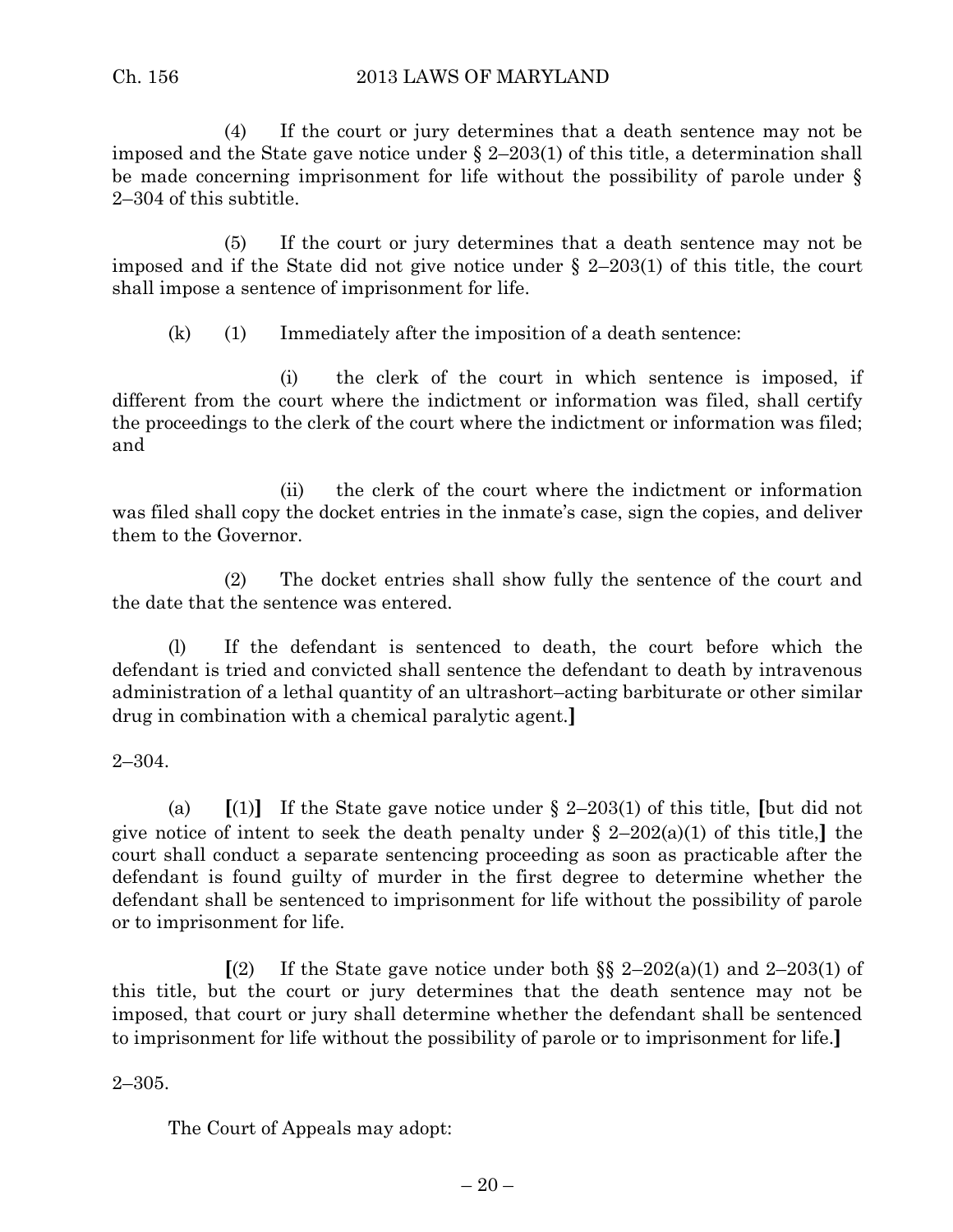(4) If the court or jury determines that a death sentence may not be imposed and the State gave notice under § 2–203(1) of this title, a determination shall be made concerning imprisonment for life without the possibility of parole under § 2–304 of this subtitle.

(5) If the court or jury determines that a death sentence may not be imposed and if the State did not give notice under § 2–203(1) of this title, the court shall impose a sentence of imprisonment for life.

(k) (1) Immediately after the imposition of a death sentence:

(i) the clerk of the court in which sentence is imposed, if different from the court where the indictment or information was filed, shall certify the proceedings to the clerk of the court where the indictment or information was filed; and

(ii) the clerk of the court where the indictment or information was filed shall copy the docket entries in the inmate's case, sign the copies, and deliver them to the Governor.

(2) The docket entries shall show fully the sentence of the court and the date that the sentence was entered.

(l) If the defendant is sentenced to death, the court before which the defendant is tried and convicted shall sentence the defendant to death by intravenous administration of a lethal quantity of an ultrashort–acting barbiturate or other similar drug in combination with a chemical paralytic agent.**]**

2–304.

(a) **[**(1)**]** If the State gave notice under § 2–203(1) of this title, **[**but did not give notice of intent to seek the death penalty under § 2–202(a)(1) of this title,**]** the court shall conduct a separate sentencing proceeding as soon as practicable after the defendant is found guilty of murder in the first degree to determine whether the defendant shall be sentenced to imprisonment for life without the possibility of parole or to imprisonment for life.

**[**(2) If the State gave notice under both §§ 2–202(a)(1) and 2–203(1) of this title, but the court or jury determines that the death sentence may not be imposed, that court or jury shall determine whether the defendant shall be sentenced to imprisonment for life without the possibility of parole or to imprisonment for life.**]**

2–305.

The Court of Appeals may adopt: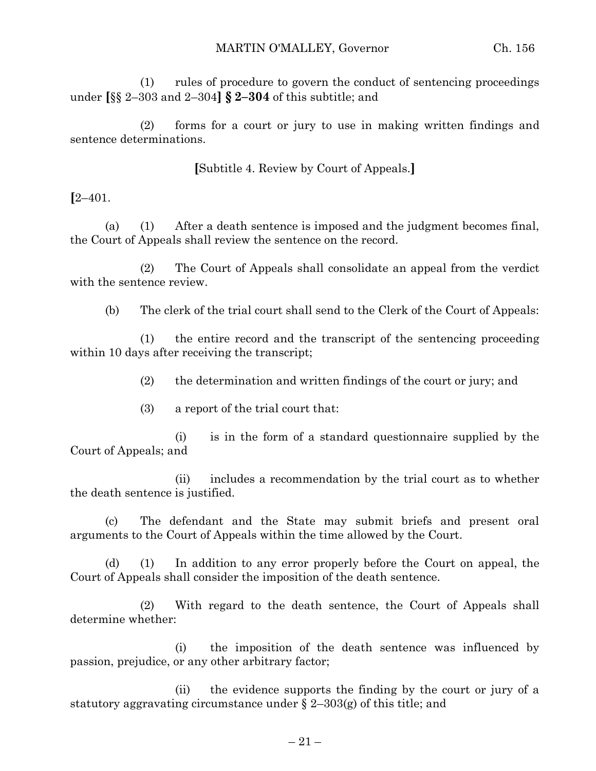(1) rules of procedure to govern the conduct of sentencing proceedings under [§§ 2–303 and 2–304] **§ 2–304** of this subtitle; and

(2) forms for a court or jury to use in making written findings and sentence determinations.

[Subtitle 4. Review by Court of Appeals.]

[2–401.

(a) (1) After a death sentence is imposed and the judgment becomes final, the Court of Appeals shall review the sentence on the record.

(2) The Court of Appeals shall consolidate an appeal from the verdict with the sentence review.

(b) The clerk of the trial court shall send to the Clerk of the Court of Appeals:

(1) the entire record and the transcript of the sentencing proceeding within 10 days after receiving the transcript;

(2) the determination and written findings of the court or jury; and

(3) a report of the trial court that:

(i) is in the form of a standard questionnaire supplied by the Court of Appeals; and

(ii) includes a recommendation by the trial court as to whether the death sentence is justified.

(c) The defendant and the State may submit briefs and present oral arguments to the Court of Appeals within the time allowed by the Court.

(d) (1) In addition to any error properly before the Court on appeal, the Court of Appeals shall consider the imposition of the death sentence.

(2) With regard to the death sentence, the Court of Appeals shall determine whether:

(i) the imposition of the death sentence was influenced by passion, prejudice, or any other arbitrary factor;

(ii) the evidence supports the finding by the court or jury of a statutory aggravating circumstance under § 2–303(g) of this title; and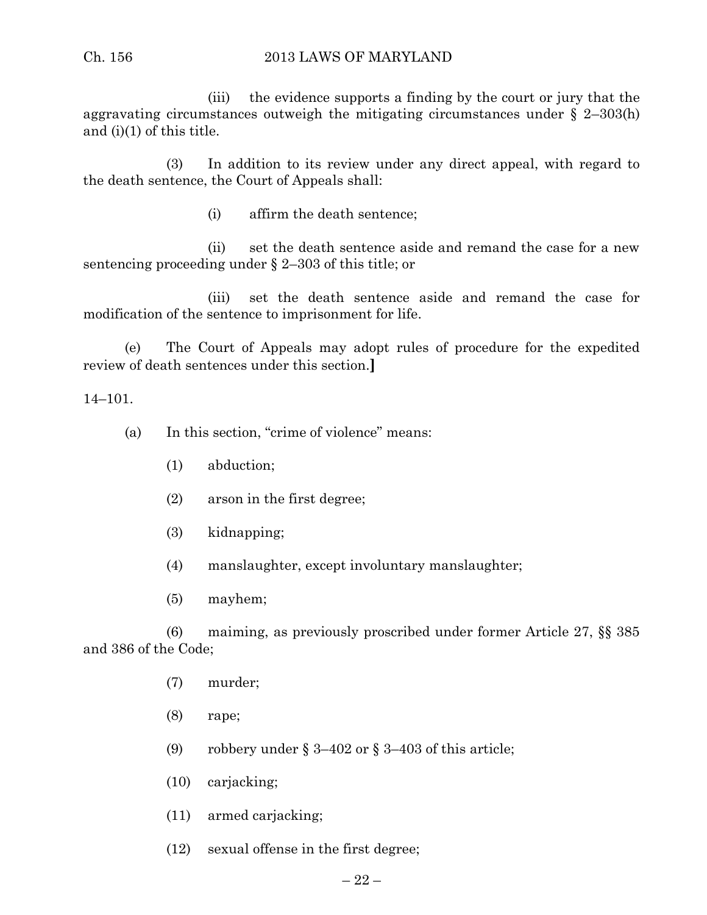(iii) the evidence supports a finding by the court or jury that the aggravating circumstances outweigh the mitigating circumstances under § 2–303(h) and (i)(1) of this title.

(3) In addition to its review under any direct appeal, with regard to the death sentence, the Court of Appeals shall:

(i) affirm the death sentence;

(ii) set the death sentence aside and remand the case for a new sentencing proceeding under § 2–303 of this title; or

(iii) set the death sentence aside and remand the case for modification of the sentence to imprisonment for life.

(e) The Court of Appeals may adopt rules of procedure for the expedited review of death sentences under this section.]

14–101.

(a) In this section, "crime of violence" means:

(1) abduction;

(2) arson in the first degree;

(3) kidnapping;

(4) manslaughter, except involuntary manslaughter;

(5) mayhem;

(6) maiming, as previously proscribed under former Article 27, §§ 385 and 386 of the Code;

(7) murder;

(8) rape;

(9) robbery under § 3–402 or § 3–403 of this article;

(10) carjacking;

(11) armed carjacking;

(12) sexual offense in the first degree;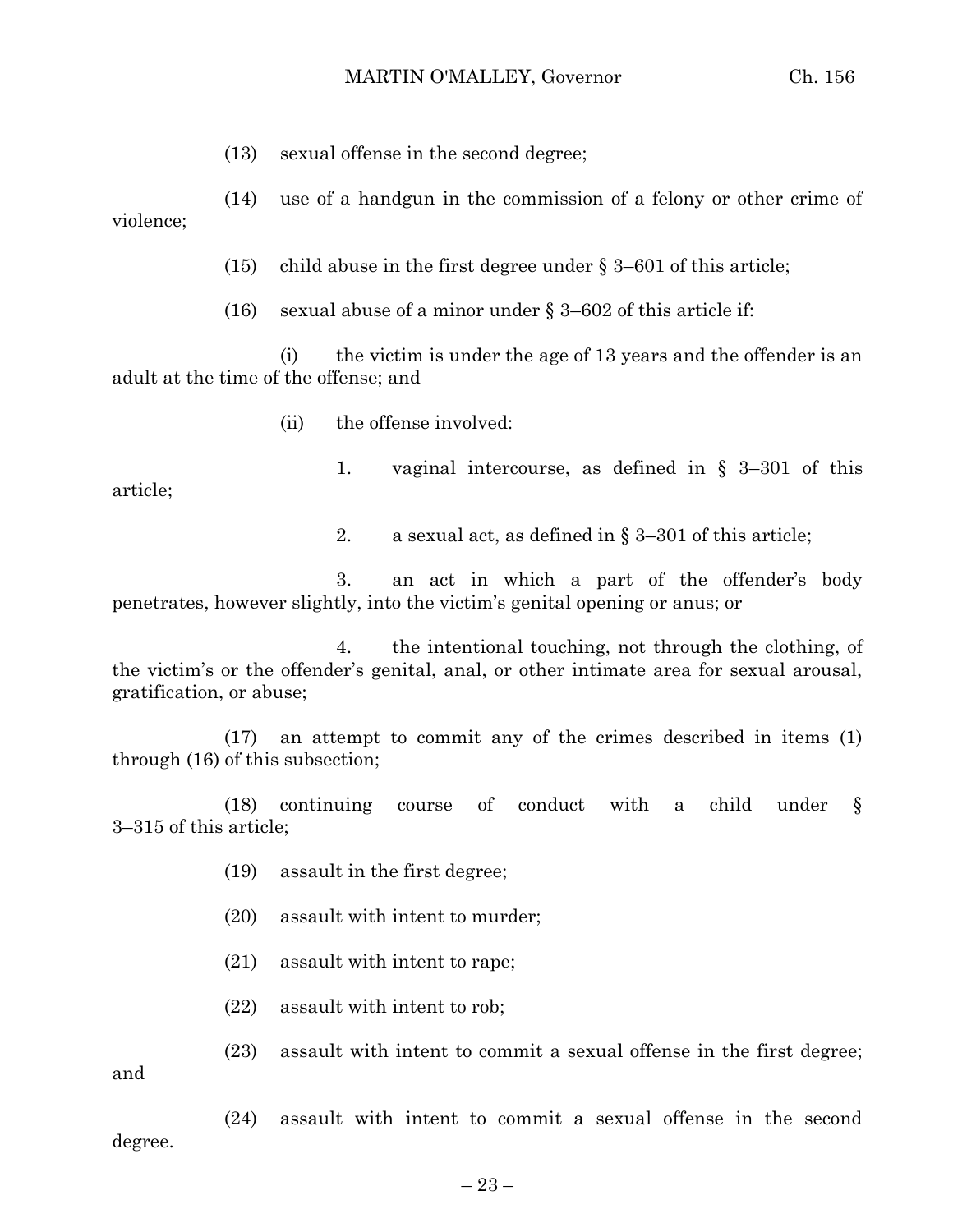(13) sexual offense in the second degree;

(14) use of a handgun in the commission of a felony or other crime of violence;

(15) child abuse in the first degree under § 3–601 of this article;

(16) sexual abuse of a minor under § 3–602 of this article if:

(i) the victim is under the age of 13 years and the offender is an adult at the time of the offense; and

(ii) the offense involved:

1. vaginal intercourse, as defined in § 3–301 of this article;

2. a sexual act, as defined in § 3–301 of this article;

3. an act in which a part of the offender's body penetrates, however slightly, into the victim's genital opening or anus; or

4. the intentional touching, not through the clothing, of the victim's or the offender's genital, anal, or other intimate area for sexual arousal, gratification, or abuse;

(17) an attempt to commit any of the crimes described in items (1) through (16) of this subsection;

(18) continuing course of conduct with a child under § 3–315 of this article;

(19) assault in the first degree;

(20) assault with intent to murder;

(21) assault with intent to rape;

(22) assault with intent to rob;

(23) assault with intent to commit a sexual offense in the first degree; and

(24) assault with intent to commit a sexual offense in the second degree.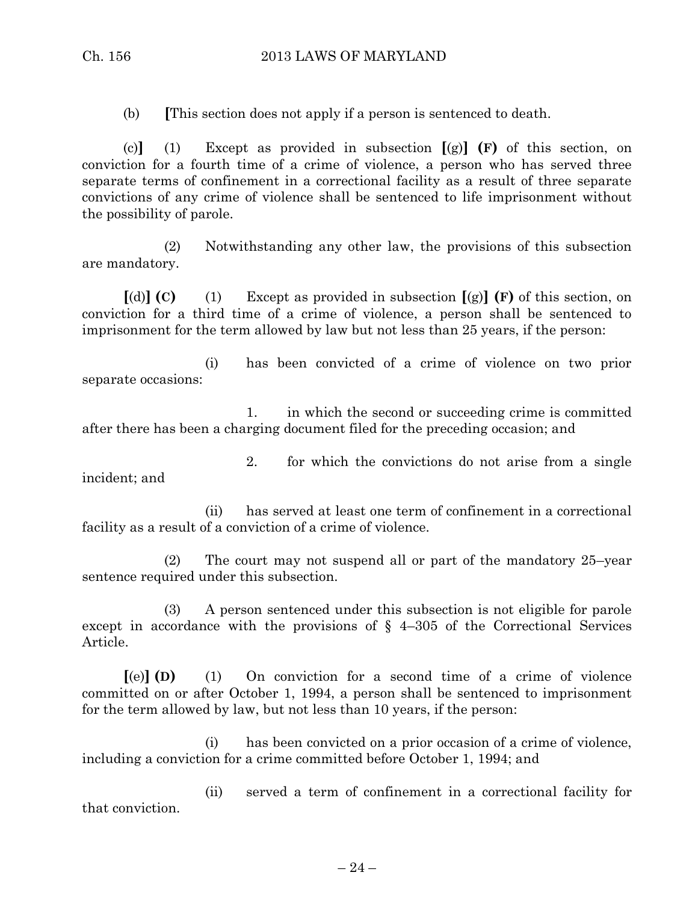(b) **[**This section does not apply if a person is sentenced to death.

(c)**]** (1) Except as provided in subsection **[**(g)**]** **(F)** of this section, on conviction for a fourth time of a crime of violence, a person who has served three separate terms of confinement in a correctional facility as a result of three separate convictions of any crime of violence shall be sentenced to life imprisonment without the possibility of parole.

(2) Notwithstanding any other law, the provisions of this subsection are mandatory.

**[**(d)**]** **(C)** (1) Except as provided in subsection **[**(g)**]** **(F)** of this section, on conviction for a third time of a crime of violence, a person shall be sentenced to imprisonment for the term allowed by law but not less than 25 years, if the person:

(i) has been convicted of a crime of violence on two prior separate occasions:

1. in which the second or succeeding crime is committed after there has been a charging document filed for the preceding occasion; and

2. for which the convictions do not arise from a single incident; and

(ii) has served at least one term of confinement in a correctional facility as a result of a conviction of a crime of violence.

(2) The court may not suspend all or part of the mandatory 25–year sentence required under this subsection.

(3) A person sentenced under this subsection is not eligible for parole except in accordance with the provisions of § 4–305 of the Correctional Services Article.

**[**(e)**]** **(D)** (1) On conviction for a second time of a crime of violence committed on or after October 1, 1994, a person shall be sentenced to imprisonment for the term allowed by law, but not less than 10 years, if the person:

(i) has been convicted on a prior occasion of a crime of violence, including a conviction for a crime committed before October 1, 1994; and

(ii) served a term of confinement in a correctional facility for that conviction.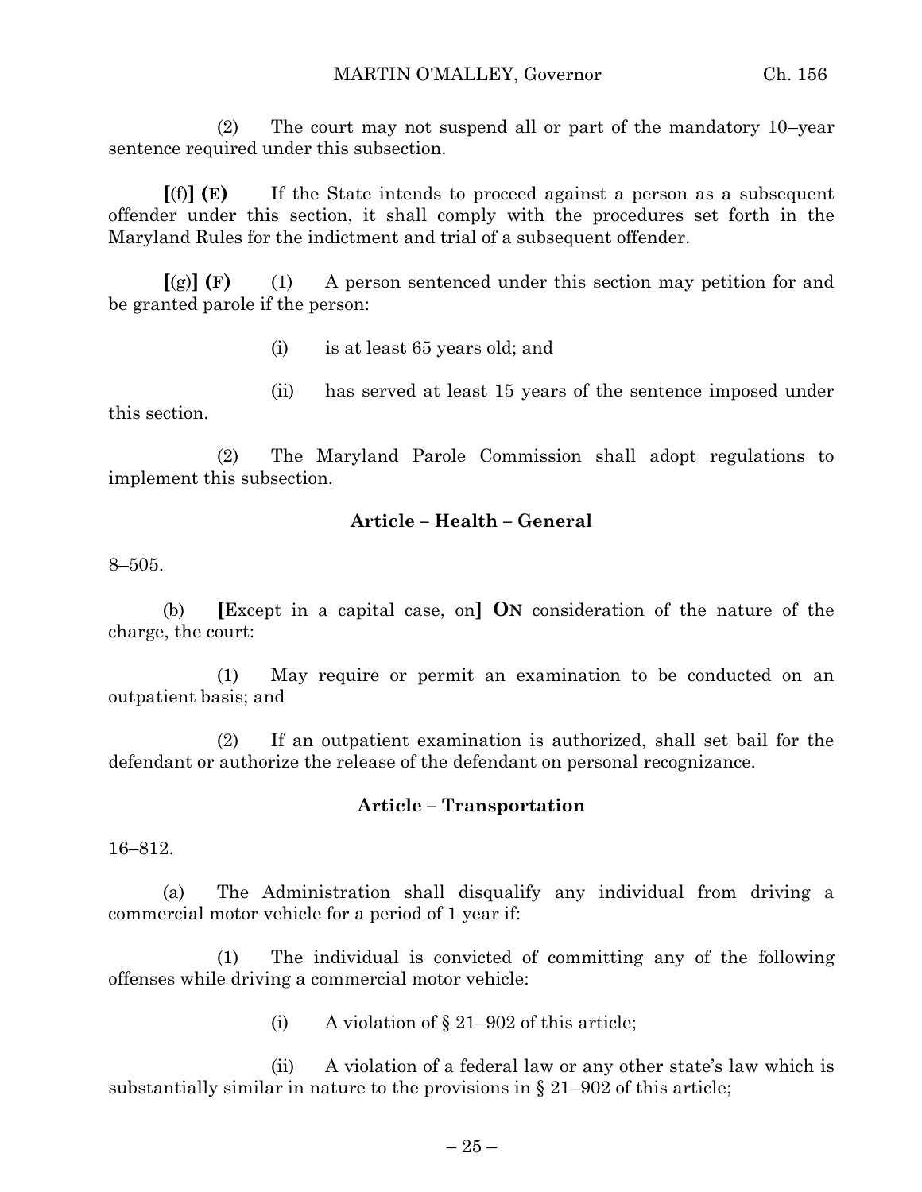(2) The court may not suspend all or part of the mandatory 10–year sentence required under this subsection.

**[**(f)**] (E)** If the State intends to proceed against a person as a subsequent offender under this section, it shall comply with the procedures set forth in the Maryland Rules for the indictment and trial of a subsequent offender.

**[**(g)**] (F)** (1) A person sentenced under this section may petition for and be granted parole if the person:

(i) is at least 65 years old; and

(ii) has served at least 15 years of the sentence imposed under this section.

(2) The Maryland Parole Commission shall adopt regulations to implement this subsection.

**Article – Health – General**

8–505.

(b) **[**Except in a capital case, on**] ON** consideration of the nature of the charge, the court:

(1) May require or permit an examination to be conducted on an outpatient basis; and

(2) If an outpatient examination is authorized, shall set bail for the defendant or authorize the release of the defendant on personal recognizance.

**Article – Transportation**

16–812.

(a) The Administration shall disqualify any individual from driving a commercial motor vehicle for a period of 1 year if:

(1) The individual is convicted of committing any of the following offenses while driving a commercial motor vehicle:

(i) A violation of § 21–902 of this article;

(ii) A violation of a federal law or any other state's law which is substantially similar in nature to the provisions in § 21–902 of this article;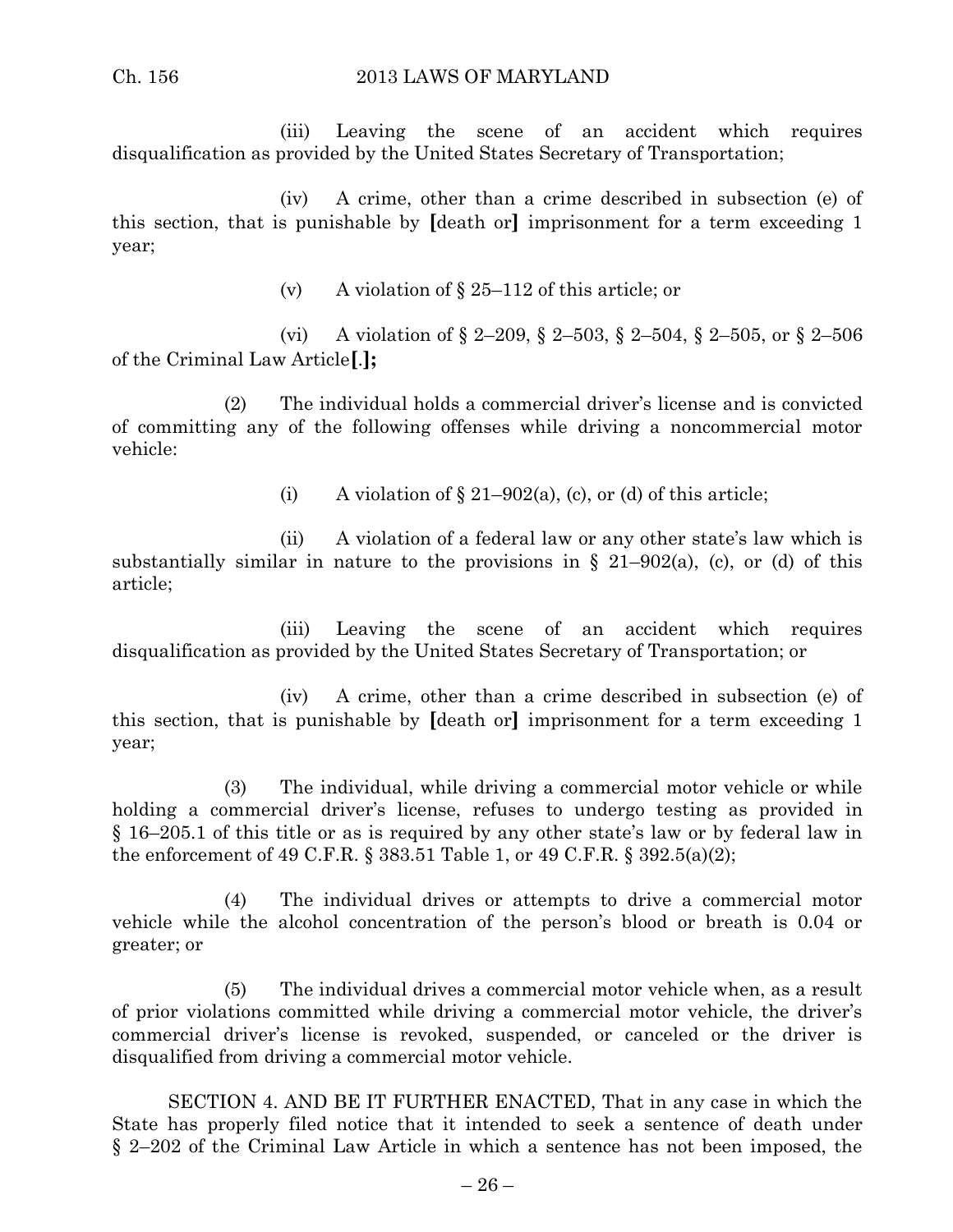(iii) Leaving the scene of an accident which requires disqualification as provided by the United States Secretary of Transportation;

(iv) A crime, other than a crime described in subsection (e) of this section, that is punishable by **[**death or**]** imprisonment for a term exceeding 1 year;

(v) A violation of § 25–112 of this article; or

(vi) A violation of § 2–209, § 2–503, § 2–504, § 2–505, or § 2–506 of the Criminal Law Article**[**.**];**

(2) The individual holds a commercial driver's license and is convicted of committing any of the following offenses while driving a noncommercial motor vehicle:

(i) A violation of § 21–902(a), (c), or (d) of this article;

(ii) A violation of a federal law or any other state's law which is substantially similar in nature to the provisions in § 21–902(a), (c), or (d) of this article;

(iii) Leaving the scene of an accident which requires disqualification as provided by the United States Secretary of Transportation; or

(iv) A crime, other than a crime described in subsection (e) of this section, that is punishable by **[**death or**]** imprisonment for a term exceeding 1 year;

(3) The individual, while driving a commercial motor vehicle or while holding a commercial driver's license, refuses to undergo testing as provided in § 16–205.1 of this title or as is required by any other state's law or by federal law in the enforcement of 49 C.F.R. § 383.51 Table 1, or 49 C.F.R. § 392.5(a)(2);

(4) The individual drives or attempts to drive a commercial motor vehicle while the alcohol concentration of the person's blood or breath is 0.04 or greater; or

(5) The individual drives a commercial motor vehicle when, as a result of prior violations committed while driving a commercial motor vehicle, the driver's commercial driver's license is revoked, suspended, or canceled or the driver is disqualified from driving a commercial motor vehicle.

SECTION 4. AND BE IT FURTHER ENACTED, That in any case in which the State has properly filed notice that it intended to seek a sentence of death under § 2–202 of the Criminal Law Article in which a sentence has not been imposed, the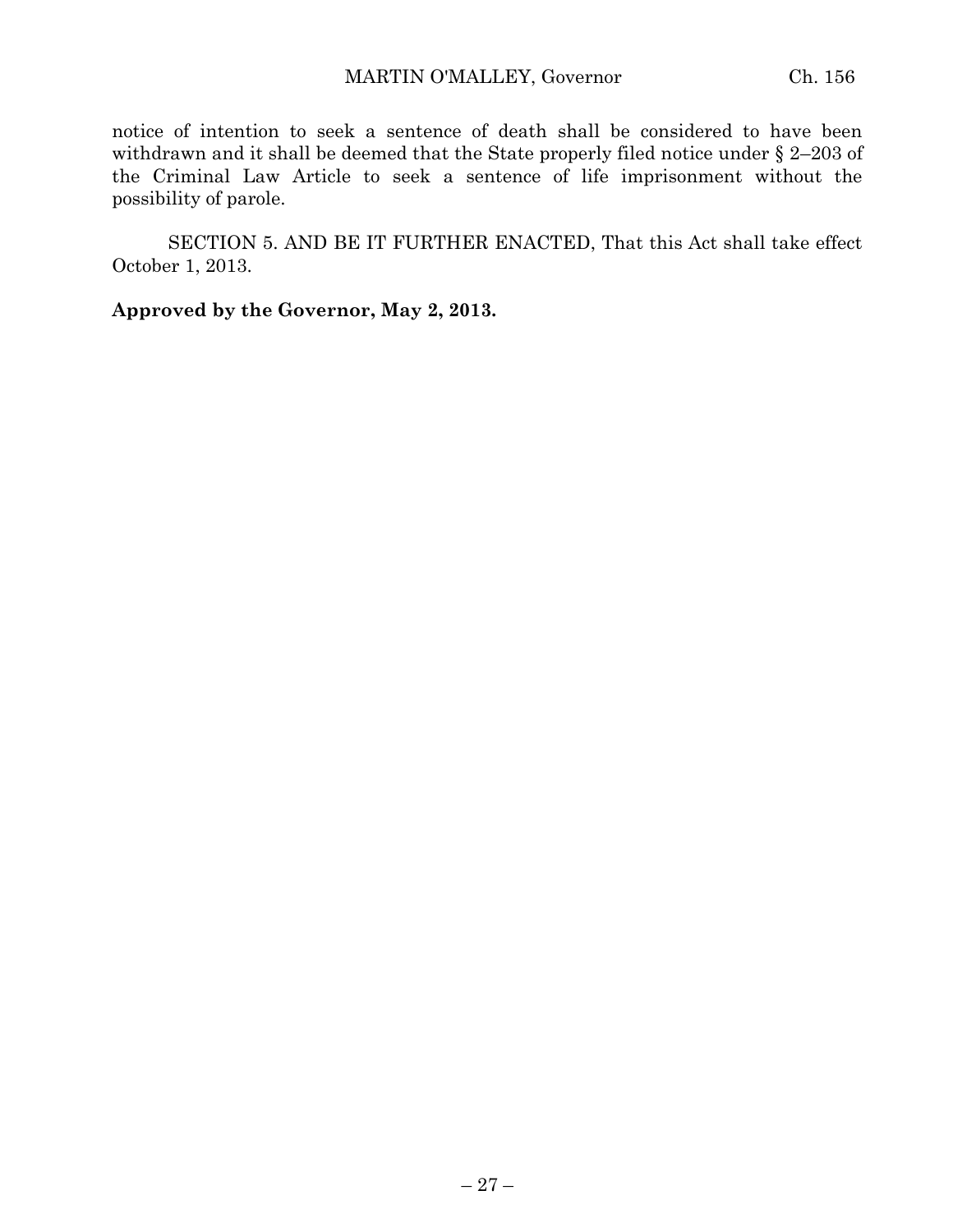notice of intention to seek a sentence of death shall be considered to have been withdrawn and it shall be deemed that the State properly filed notice under § 2–203 of the Criminal Law Article to seek a sentence of life imprisonment without the possibility of parole.

SECTION 5. AND BE IT FURTHER ENACTED, That this Act shall take effect October 1, 2013.

**Approved by the Governor, May 2, 2013.**